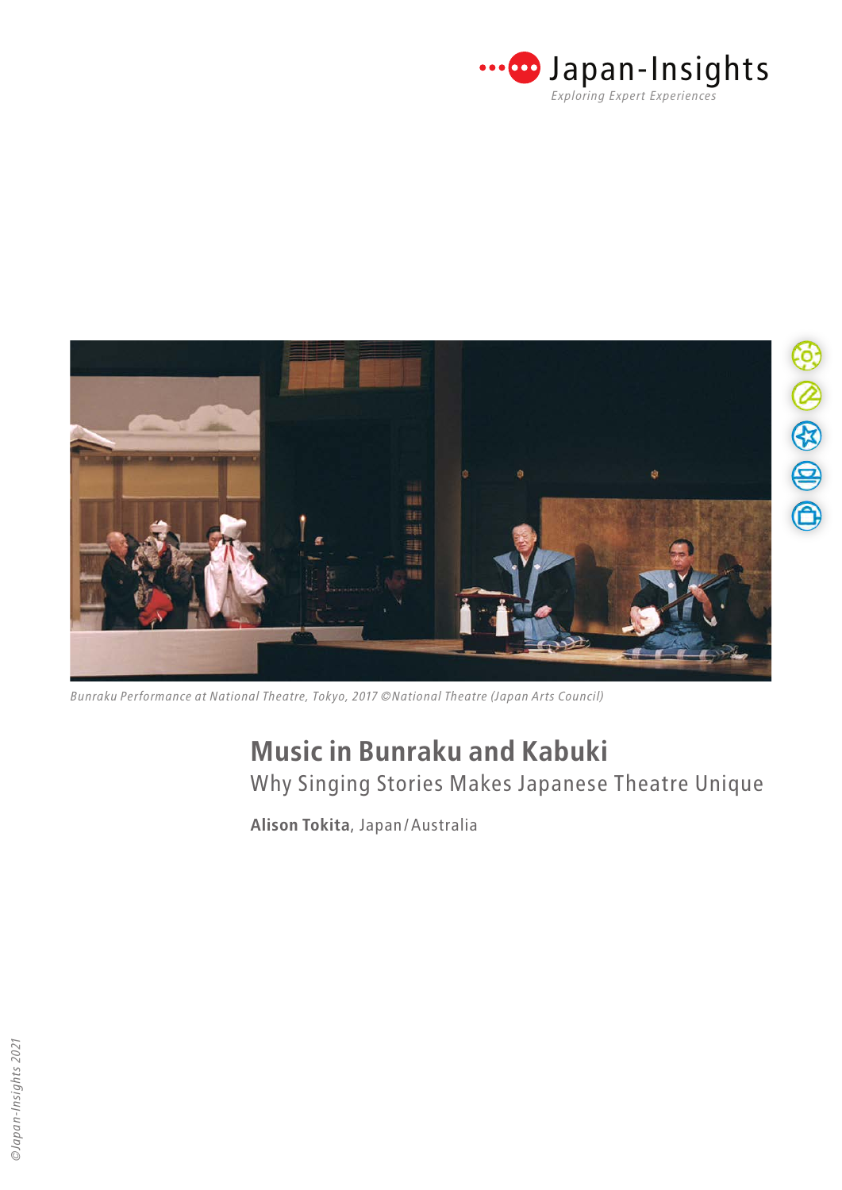Japan-Insights

*Exploring Expert Experiences*

*Bunraku Performance at National Theatre, Tokyo, 2017 ©National Theatre (Japan Arts Council)*

# Music in Bunraku and Kabuki

## Why Singing Stories Makes Japanese Theatre Unique

**Alison Tokita**, Japan / Australia

*©Japan-Insights 2021*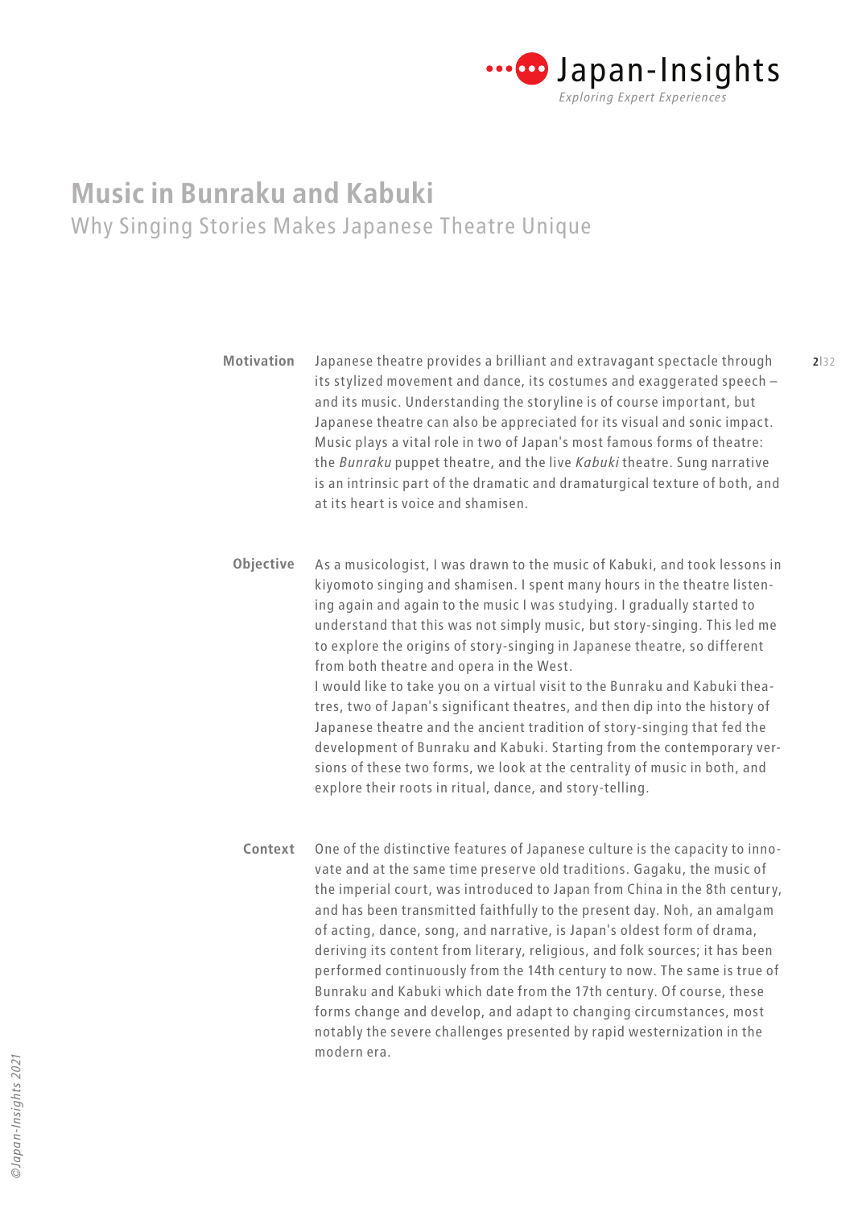# Music in Bunraku and Kabuki

## Why Singing Stories Makes Japanese Theatre Unique

**Motivation**

Japanese theatre provides a brilliant and extravagant spectacle through its stylized movement and dance, its costumes and exaggerated speech – and its music. Understanding the storyline is of course important, but Japanese theatre can also be appreciated for its visual and sonic impact. Music plays a vital role in two of Japan's most famous forms of theatre: the *Bunraku* puppet theatre, and the live *Kabuki* theatre. Sung narrative is an intrinsic part of the dramatic and dramaturgical texture of both, and at its heart is voice and shamisen.

**Objective**

As a musicologist, I was drawn to the music of Kabuki, and took lessons in kiyomoto singing and shamisen. I spent many hours in the theatre listening again and again to the music I was studying. I gradually started to understand that this was not simply music, but story-singing. This led me to explore the origins of story-singing in Japanese theatre, so different from both theatre and opera in the West.

I would like to take you on a virtual visit to the Bunraku and Kabuki theatres, two of Japan's significant theatres, and then dip into the history of Japanese theatre and the ancient tradition of story-singing that fed the development of Bunraku and Kabuki. Starting from the contemporary versions of these two forms, we look at the centrality of music in both, and explore their roots in ritual, dance, and story-telling.

**Context**

One of the distinctive features of Japanese culture is the capacity to innovate and at the same time preserve old traditions. Gagaku, the music of the imperial court, was introduced to Japan from China in the 8th century, and has been transmitted faithfully to the present day. Noh, an amalgam of acting, dance, song, and narrative, is Japan's oldest form of drama, deriving its content from literary, religious, and folk sources; it has been performed continuously from the 14th century to now. The same is true of Bunraku and Kabuki which date from the 17th century. Of course, these forms change and develop, and adapt to changing circumstances, most notably the severe challenges presented by rapid westernization in the modern era.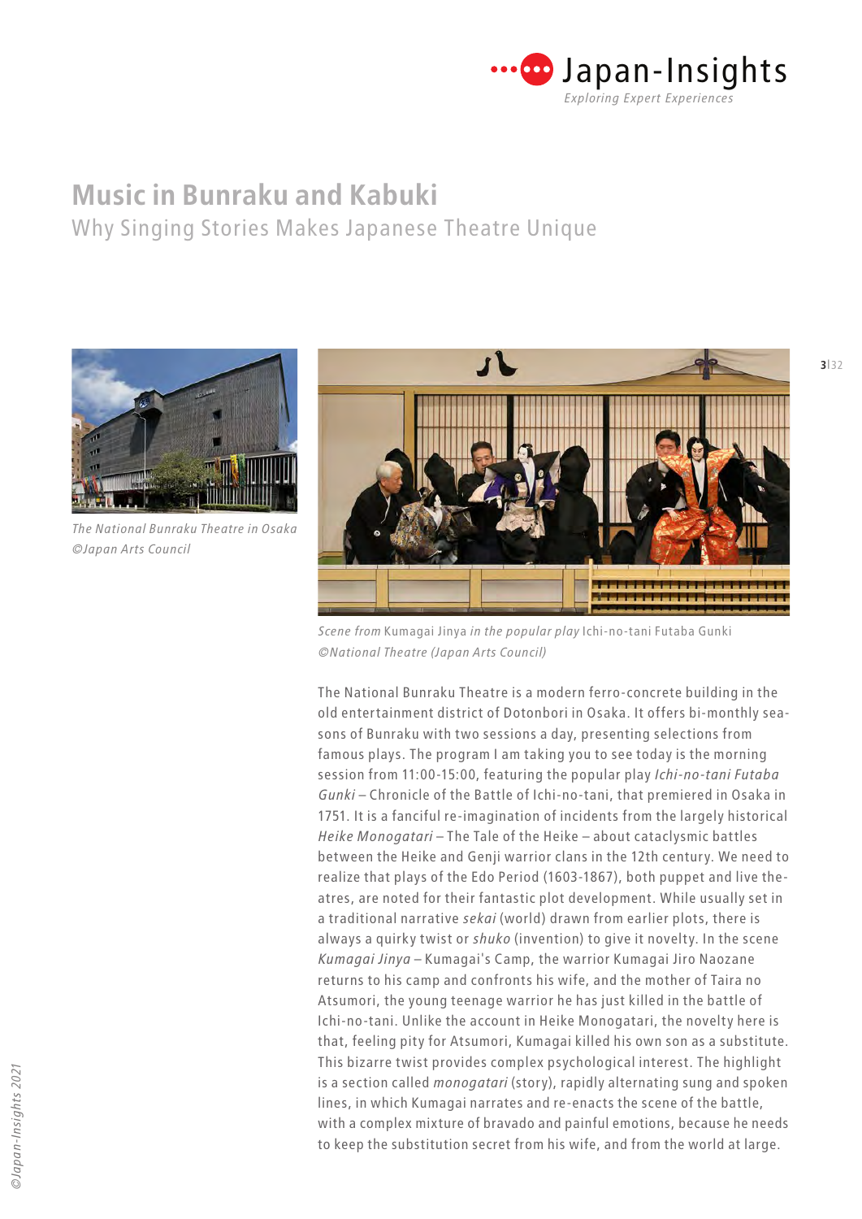# Music in Bunraku and Kabuki

## Why Singing Stories Makes Japanese Theatre Unique

*The National Bunraku Theatre in Osaka ©Japan Arts Council*

*Scene from* Kumagai Jinya *in the popular play* Ichi-no-tani Futaba Gunki *©National Theatre (Japan Arts Council)*

The National Bunraku Theatre is a modern ferro-concrete building in the old entertainment district of Dotonbori in Osaka. It offers bi-monthly seasons of Bunraku with two sessions a day, presenting selections from famous plays. The program I am taking you to see today is the morning session from 11:00-15:00, featuring the popular play *Ichi-no-tani Futaba Gunki* – Chronicle of the Battle of Ichi-no-tani, that premiered in Osaka in 1751. It is a fanciful re-imagination of incidents from the largely historical *Heike Monogatari* – The Tale of the Heike – about cataclysmic battles between the Heike and Genji warrior clans in the 12th century. We need to realize that plays of the Edo Period (1603-1867), both puppet and live theatres, are noted for their fantastic plot development. While usually set in a traditional narrative *sekai* (world) drawn from earlier plots, there is always a quirky twist or *shuko* (invention) to give it novelty. In the scene *Kumagai Jinya* – Kumagai's Camp, the warrior Kumagai Jiro Naozane returns to his camp and confronts his wife, and the mother of Taira no Atsumori, the young teenage warrior he has just killed in the battle of Ichi-no-tani. Unlike the account in Heike Monogatari, the novelty here is that, feeling pity for Atsumori, Kumagai killed his own son as a substitute. This bizarre twist provides complex psychological interest. The highlight is a section called *monogatari* (story), rapidly alternating sung and spoken lines, in which Kumagai narrates and re-enacts the scene of the battle, with a complex mixture of bravado and painful emotions, because he needs to keep the substitution secret from his wife, and from the world at large.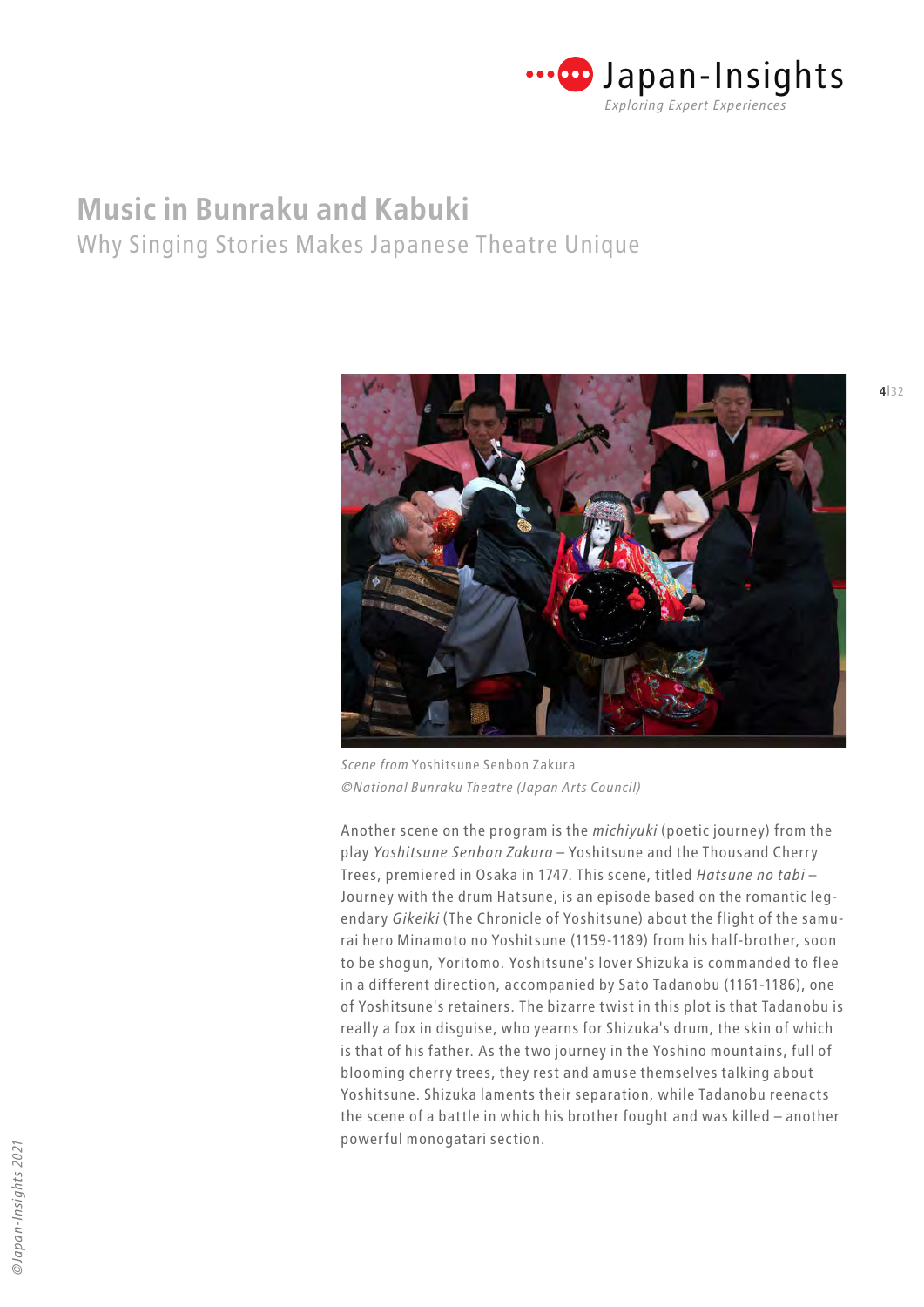# Music in Bunraku and Kabuki

## Why Singing Stories Makes Japanese Theatre Unique

*Scene from* Yoshitsune Senbon Zakura
*©National Bunraku Theatre (Japan Arts Council)*

Another scene on the program is the *michiyuki* (poetic journey) from the play *Yoshitsune Senbon Zakura* – Yoshitsune and the Thousand Cherry Trees, premiered in Osaka in 1747. This scene, titled *Hatsune no tabi* – Journey with the drum Hatsune, is an episode based on the romantic legendary *Gikeiki* (The Chronicle of Yoshitsune) about the flight of the samurai hero Minamoto no Yoshitsune (1159-1189) from his half-brother, soon to be shogun, Yoritomo. Yoshitsune's lover Shizuka is commanded to flee in a different direction, accompanied by Sato Tadanobu (1161-1186), one of Yoshitsune's retainers. The bizarre twist in this plot is that Tadanobu is really a fox in disguise, who yearns for Shizuka's drum, the skin of which is that of his father. As the two journey in the Yoshino mountains, full of blooming cherry trees, they rest and amuse themselves talking about Yoshitsune. Shizuka laments their separation, while Tadanobu reenacts the scene of a battle in which his brother fought and was killed – another powerful monogatari section.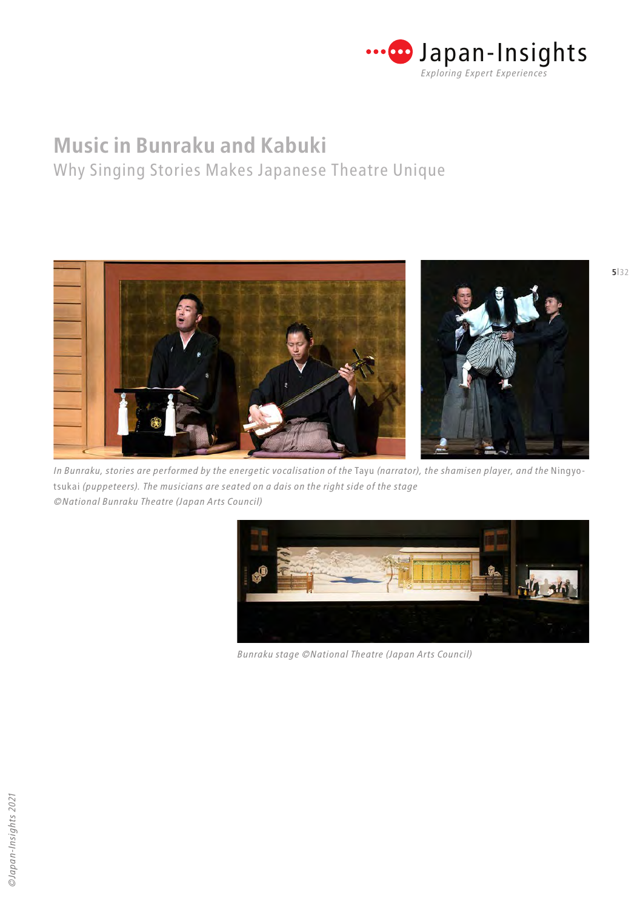# Music in Bunraku and Kabuki

## Why Singing Stories Makes Japanese Theatre Unique

*In Bunraku, stories are performed by the energetic vocalisation of the* Tayu *(narrator), the shamisen player, and the* Ningyo-tsukai *(puppeteers). The musicians are seated on a dais on the right side of the stage*
*©National Bunraku Theatre (Japan Arts Council)*

*Bunraku stage ©National Theatre (Japan Arts Council)*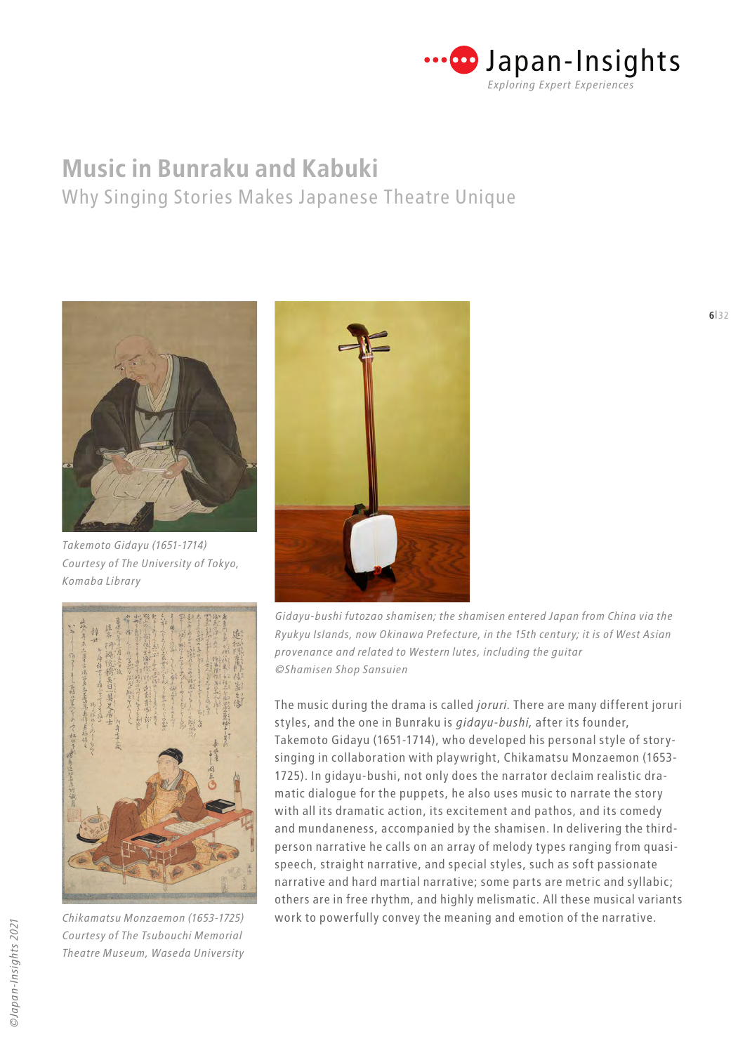# Music in Bunraku and Kabuki

## Why Singing Stories Makes Japanese Theatre Unique

*Takemoto Gidayu (1651-1714)*
*Courtesy of The University of Tokyo, Komaba Library*

*Gidayu-bushi futozao shamisen; the shamisen entered Japan from China via the Ryukyu Islands, now Okinawa Prefecture, in the 15th century; it is of West Asian provenance and related to Western lutes, including the guitar*
*©Shamisen Shop Sansuien*

*Chikamatsu Monzaemon (1653-1725)*
*Courtesy of The Tsubouchi Memorial Theatre Museum, Waseda University*

The music during the drama is called *joruri.* There are many different joruri styles, and the one in Bunraku is *gidayu-bushi,* after its founder, Takemoto Gidayu (1651-1714), who developed his personal style of story-singing in collaboration with playwright, Chikamatsu Monzaemon (1653-1725). In gidayu-bushi, not only does the narrator declaim realistic dramatic dialogue for the puppets, he also uses music to narrate the story with all its dramatic action, its excitement and pathos, and its comedy and mundaneness, accompanied by the shamisen. In delivering the third-person narrative he calls on an array of melody types ranging from quasi-speech, straight narrative, and special styles, such as soft passionate narrative and hard martial narrative; some parts are metric and syllabic; others are in free rhythm, and highly melismatic. All these musical variants work to powerfully convey the meaning and emotion of the narrative.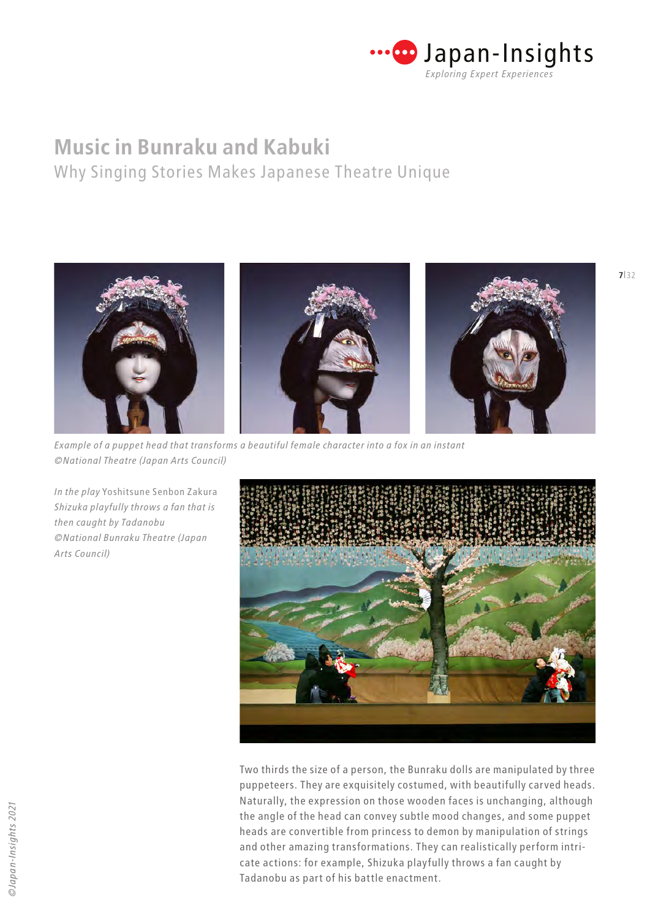Example of a puppet head that transforms a beautiful female character into a fox in an instant
©National Theatre (Japan Arts Council)

*In the play* Yoshitsune Senbon Zakura *Shizuka playfully throws a fan that is then caught by Tadanobu ©National Bunraku Theatre (Japan Arts Council)*

Two thirds the size of a person, the Bunraku dolls are manipulated by three puppeteers. They are exquisitely costumed, with beautifully carved heads. Naturally, the expression on those wooden faces is unchanging, although the angle of the head can convey subtle mood changes, and some puppet heads are convertible from princess to demon by manipulation of strings and other amazing transformations. They can realistically perform intricate actions: for example, Shizuka playfully throws a fan caught by Tadanobu as part of his battle enactment.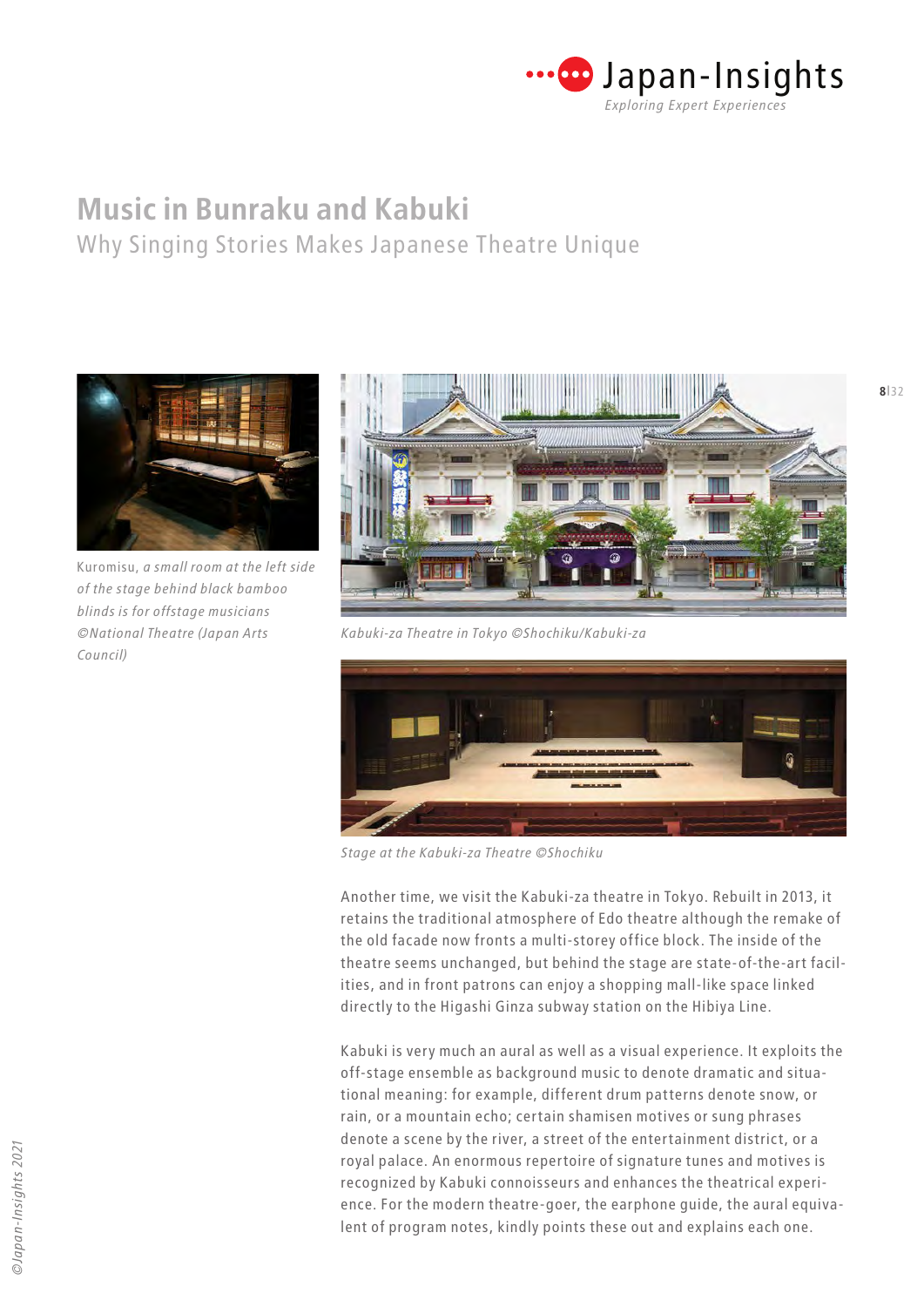# Music in Bunraku and Kabuki

## Why Singing Stories Makes Japanese Theatre Unique

Kuromisu, *a small room at the left side of the stage behind black bamboo blinds is for offstage musicians ©National Theatre (Japan Arts Council)*

*Kabuki-za Theatre in Tokyo ©Shochiku/Kabuki-za*

*Stage at the Kabuki-za Theatre ©Shochiku*

Another time, we visit the Kabuki-za theatre in Tokyo. Rebuilt in 2013, it retains the traditional atmosphere of Edo theatre although the remake of the old facade now fronts a multi-storey office block. The inside of the theatre seems unchanged, but behind the stage are state-of-the-art facilities, and in front patrons can enjoy a shopping mall-like space linked directly to the Higashi Ginza subway station on the Hibiya Line.

Kabuki is very much an aural as well as a visual experience. It exploits the off-stage ensemble as background music to denote dramatic and situational meaning: for example, different drum patterns denote snow, or rain, or a mountain echo; certain shamisen motives or sung phrases denote a scene by the river, a street of the entertainment district, or a royal palace. An enormous repertoire of signature tunes and motives is recognized by Kabuki connoisseurs and enhances the theatrical experience. For the modern theatre-goer, the earphone guide, the aural equivalent of program notes, kindly points these out and explains each one.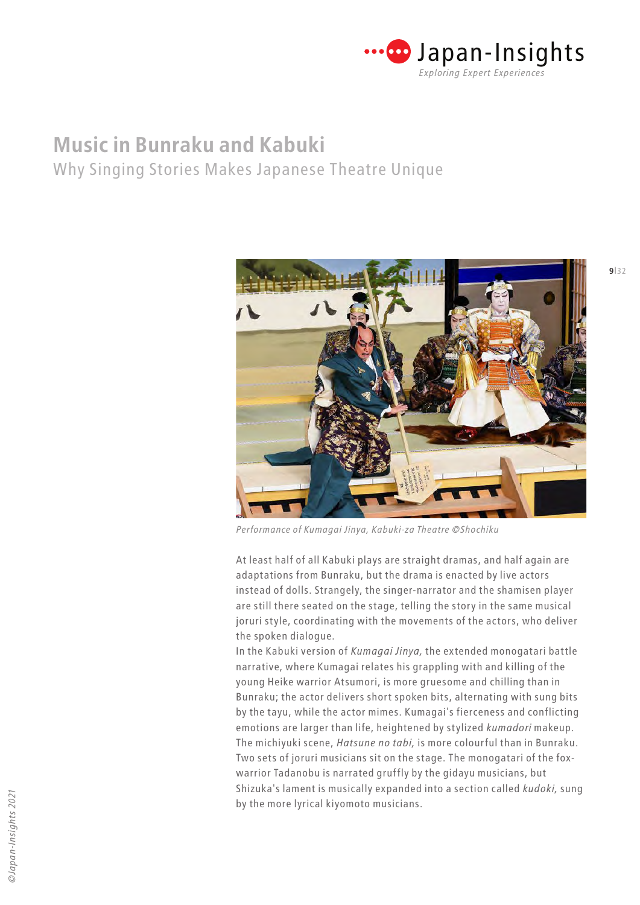# Music in Bunraku and Kabuki

## Why Singing Stories Makes Japanese Theatre Unique

*Performance of Kumagai Jinya, Kabuki-za Theatre ©Shochiku*

At least half of all Kabuki plays are straight dramas, and half again are adaptations from Bunraku, but the drama is enacted by live actors instead of dolls. Strangely, the singer-narrator and the shamisen player are still there seated on the stage, telling the story in the same musical joruri style, coordinating with the movements of the actors, who deliver the spoken dialogue.

In the Kabuki version of *Kumagai Jinya,* the extended monogatari battle narrative, where Kumagai relates his grappling with and killing of the young Heike warrior Atsumori, is more gruesome and chilling than in Bunraku; the actor delivers short spoken bits, alternating with sung bits by the tayu, while the actor mimes. Kumagai's fierceness and conflicting emotions are larger than life, heightened by stylized *kumadori* makeup. The michiyuki scene, *Hatsune no tabi,* is more colourful than in Bunraku. Two sets of joruri musicians sit on the stage. The monogatari of the fox-warrior Tadanobu is narrated gruffly by the gidayu musicians, but Shizuka's lament is musically expanded into a section called *kudoki,* sung by the more lyrical kiyomoto musicians.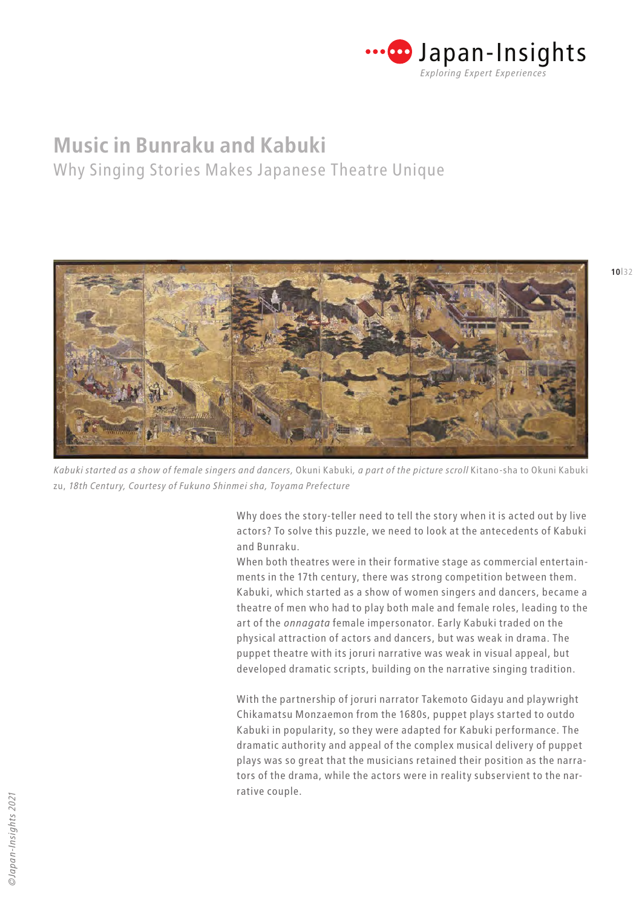# Music in Bunraku and Kabuki

## Why Singing Stories Makes Japanese Theatre Unique

*Kabuki started as a show of female singers and dancers,* Okuni Kabuki, *a part of the picture scroll* Kitano-sha to Okuni Kabuki zu, *18th Century, Courtesy of Fukuno Shinmei sha, Toyama Prefecture*

Why does the story-teller need to tell the story when it is acted out by live actors? To solve this puzzle, we need to look at the antecedents of Kabuki and Bunraku.

When both theatres were in their formative stage as commercial entertainments in the 17th century, there was strong competition between them. Kabuki, which started as a show of women singers and dancers, became a theatre of men who had to play both male and female roles, leading to the art of the *onnagata* female impersonator. Early Kabuki traded on the physical attraction of actors and dancers, but was weak in drama. The puppet theatre with its joruri narrative was weak in visual appeal, but developed dramatic scripts, building on the narrative singing tradition.

With the partnership of joruri narrator Takemoto Gidayu and playwright Chikamatsu Monzaemon from the 1680s, puppet plays started to outdo Kabuki in popularity, so they were adapted for Kabuki performance. The dramatic authority and appeal of the complex musical delivery of puppet plays was so great that the musicians retained their position as the narrators of the drama, while the actors were in reality subservient to the narrative couple.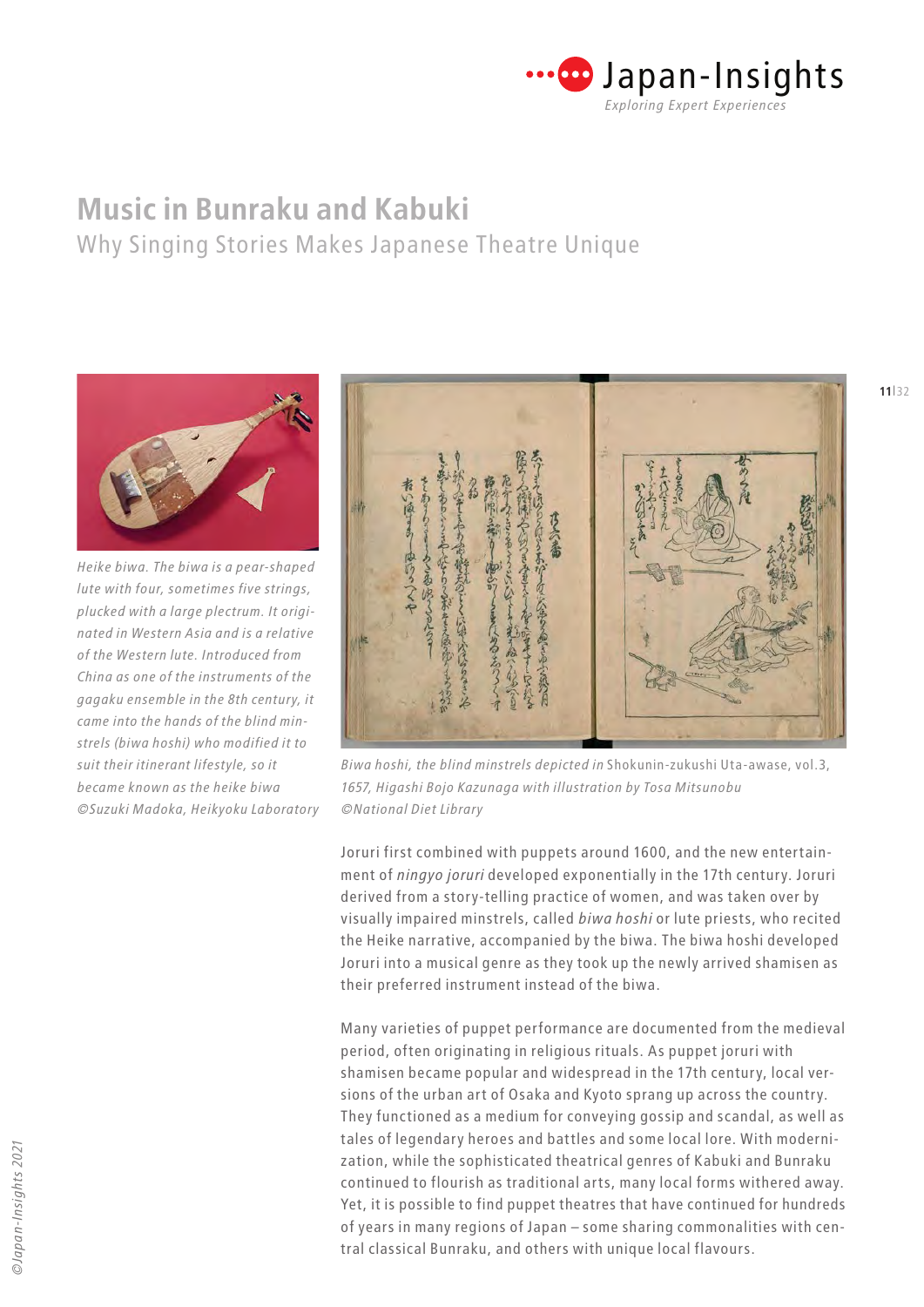# Music in Bunraku and Kabuki

## Why Singing Stories Makes Japanese Theatre Unique

*Heike biwa. The biwa is a pear-shaped lute with four, sometimes five strings, plucked with a large plectrum. It originated in Western Asia and is a relative of the Western lute. Introduced from China as one of the instruments of the gagaku ensemble in the 8th century, it came into the hands of the blind minstrels (biwa hoshi) who modified it to suit their itinerant lifestyle, so it became known as the heike biwa ©Suzuki Madoka, Heikyoku Laboratory*

*Biwa hoshi, the blind minstrels depicted in* Shokunin-zukushi Uta-awase, vol.3, *1657, Higashi Bojo Kazunaga with illustration by Tosa Mitsunobu ©National Diet Library*

Joruri first combined with puppets around 1600, and the new entertainment of *ningyo joruri* developed exponentially in the 17th century. Joruri derived from a story-telling practice of women, and was taken over by visually impaired minstrels, called *biwa hoshi* or lute priests, who recited the Heike narrative, accompanied by the biwa. The biwa hoshi developed Joruri into a musical genre as they took up the newly arrived shamisen as their preferred instrument instead of the biwa.

Many varieties of puppet performance are documented from the medieval period, often originating in religious rituals. As puppet joruri with shamisen became popular and widespread in the 17th century, local versions of the urban art of Osaka and Kyoto sprang up across the country. They functioned as a medium for conveying gossip and scandal, as well as tales of legendary heroes and battles and some local lore. With modernization, while the sophisticated theatrical genres of Kabuki and Bunraku continued to flourish as traditional arts, many local forms withered away. Yet, it is possible to find puppet theatres that have continued for hundreds of years in many regions of Japan – some sharing commonalities with central classical Bunraku, and others with unique local flavours.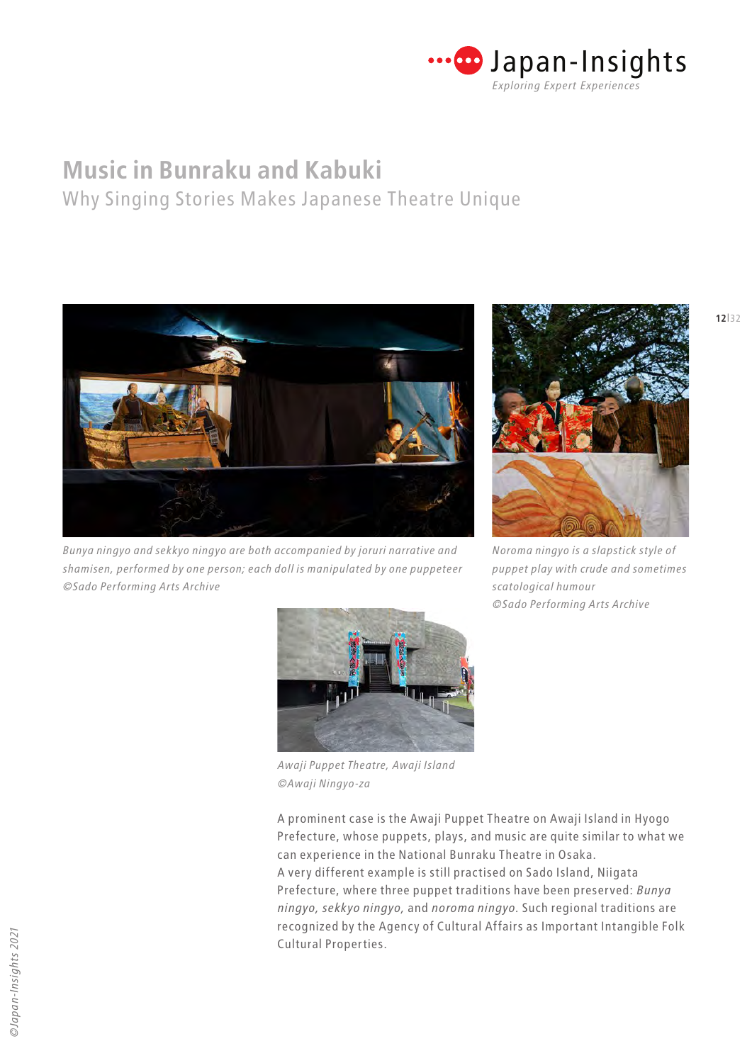# Music in Bunraku and Kabuki

## Why Singing Stories Makes Japanese Theatre Unique

*Bunya ningyo and sekkyo ningyo are both accompanied by joruri narrative and shamisen, performed by one person; each doll is manipulated by one puppeteer ©Sado Performing Arts Archive*

*Noroma ningyo is a slapstick style of puppet play with crude and sometimes scatological humour ©Sado Performing Arts Archive*

*Awaji Puppet Theatre, Awaji Island ©Awaji Ningyo-za*

A prominent case is the Awaji Puppet Theatre on Awaji Island in Hyogo Prefecture, whose puppets, plays, and music are quite similar to what we can experience in the National Bunraku Theatre in Osaka.

A very different example is still practised on Sado Island, Niigata Prefecture, where three puppet traditions have been preserved: *Bunya ningyo, sekkyo ningyo,* and *noroma ningyo*. Such regional traditions are recognized by the Agency of Cultural Affairs as Important Intangible Folk Cultural Properties.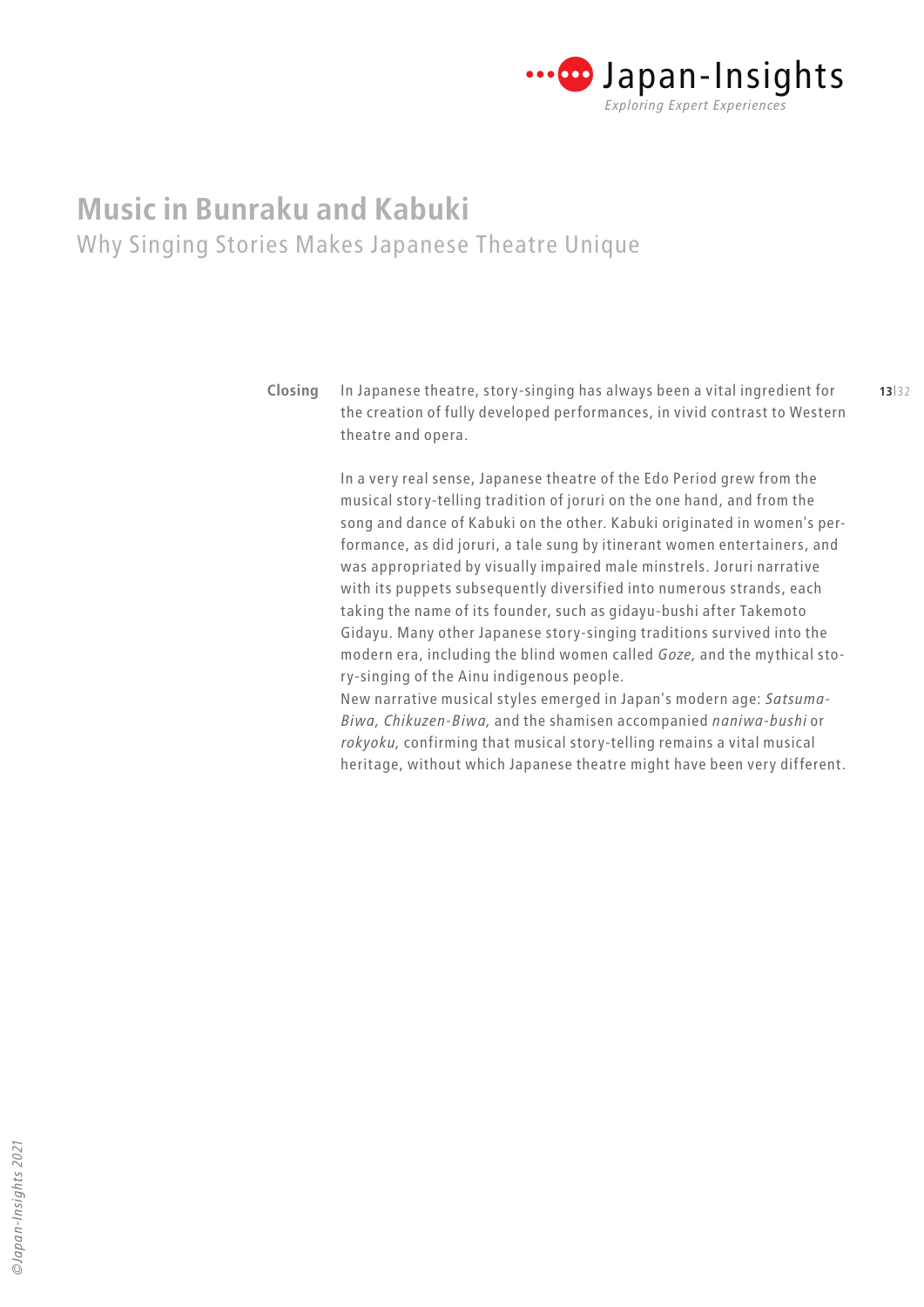# Music in Bunraku and Kabuki

## Why Singing Stories Makes Japanese Theatre Unique

**Closing**

In Japanese theatre, story-singing has always been a vital ingredient for the creation of fully developed performances, in vivid contrast to Western theatre and opera.

In a very real sense, Japanese theatre of the Edo Period grew from the musical story-telling tradition of joruri on the one hand, and from the song and dance of Kabuki on the other. Kabuki originated in women's performance, as did joruri, a tale sung by itinerant women entertainers, and was appropriated by visually impaired male minstrels. Joruri narrative with its puppets subsequently diversified into numerous strands, each taking the name of its founder, such as gidayu-bushi after Takemoto Gidayu. Many other Japanese story-singing traditions survived into the modern era, including the blind women called *Goze,* and the mythical story-singing of the Ainu indigenous people.
New narrative musical styles emerged in Japan's modern age: *Satsuma-Biwa, Chikuzen-Biwa,* and the shamisen accompanied *naniwa-bushi* or *rokyoku,* confirming that musical story-telling remains a vital musical heritage, without which Japanese theatre might have been very different.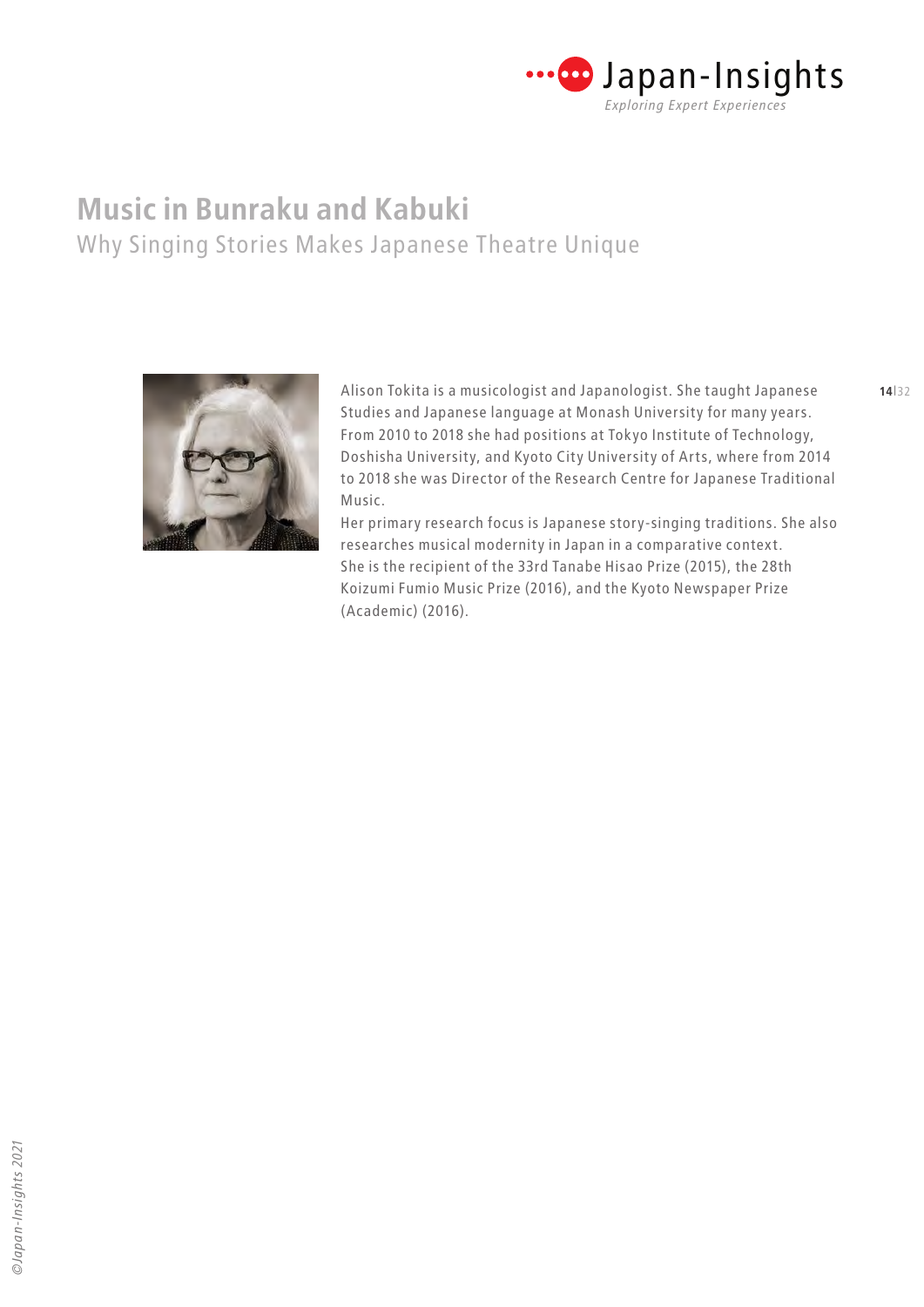# Music in Bunraku and Kabuki

## Why Singing Stories Makes Japanese Theatre Unique

Alison Tokita is a musicologist and Japanologist. She taught Japanese Studies and Japanese language at Monash University for many years. From 2010 to 2018 she had positions at Tokyo Institute of Technology, Doshisha University, and Kyoto City University of Arts, where from 2014 to 2018 she was Director of the Research Centre for Japanese Traditional Music.

Her primary research focus is Japanese story-singing traditions. She also researches musical modernity in Japan in a comparative context.

She is the recipient of the 33rd Tanabe Hisao Prize (2015), the 28th Koizumi Fumio Music Prize (2016), and the Kyoto Newspaper Prize (Academic) (2016).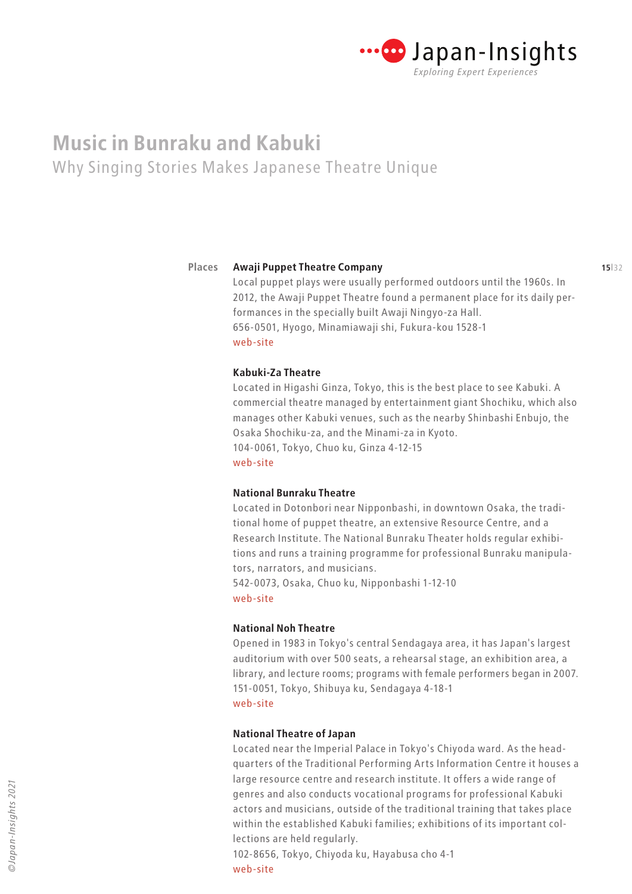# Music in Bunraku and Kabuki

## Why Singing Stories Makes Japanese Theatre Unique

### Places

**Awaji Puppet Theatre Company**
Local puppet plays were usually performed outdoors until the 1960s. In 2012, the Awaji Puppet Theatre found a permanent place for its daily performances in the specially built Awaji Ningyo-za Hall.
656-0501, Hyogo, Minamiawaji shi, Fukura-kou 1528-1
web-site

**Kabuki-Za Theatre**
Located in Higashi Ginza, Tokyo, this is the best place to see Kabuki. A commercial theatre managed by entertainment giant Shochiku, which also manages other Kabuki venues, such as the nearby Shinbashi Enbujo, the Osaka Shochiku-za, and the Minami-za in Kyoto.
104-0061, Tokyo, Chuo ku, Ginza 4-12-15
web-site

**National Bunraku Theatre**
Located in Dotonbori near Nipponbashi, in downtown Osaka, the traditional home of puppet theatre, an extensive Resource Centre, and a Research Institute. The National Bunraku Theater holds regular exhibitions and runs a training programme for professional Bunraku manipulators, narrators, and musicians.
542-0073, Osaka, Chuo ku, Nipponbashi 1-12-10
web-site

**National Noh Theatre**
Opened in 1983 in Tokyo's central Sendagaya area, it has Japan's largest auditorium with over 500 seats, a rehearsal stage, an exhibition area, a library, and lecture rooms; programs with female performers began in 2007.
151-0051, Tokyo, Shibuya ku, Sendagaya 4-18-1
web-site

**National Theatre of Japan**
Located near the Imperial Palace in Tokyo's Chiyoda ward. As the headquarters of the Traditional Performing Arts Information Centre it houses a large resource centre and research institute. It offers a wide range of genres and also conducts vocational programs for professional Kabuki actors and musicians, outside of the traditional training that takes place within the established Kabuki families; exhibitions of its important collections are held regularly.
102-8656, Tokyo, Chiyoda ku, Hayabusa cho 4-1
web-site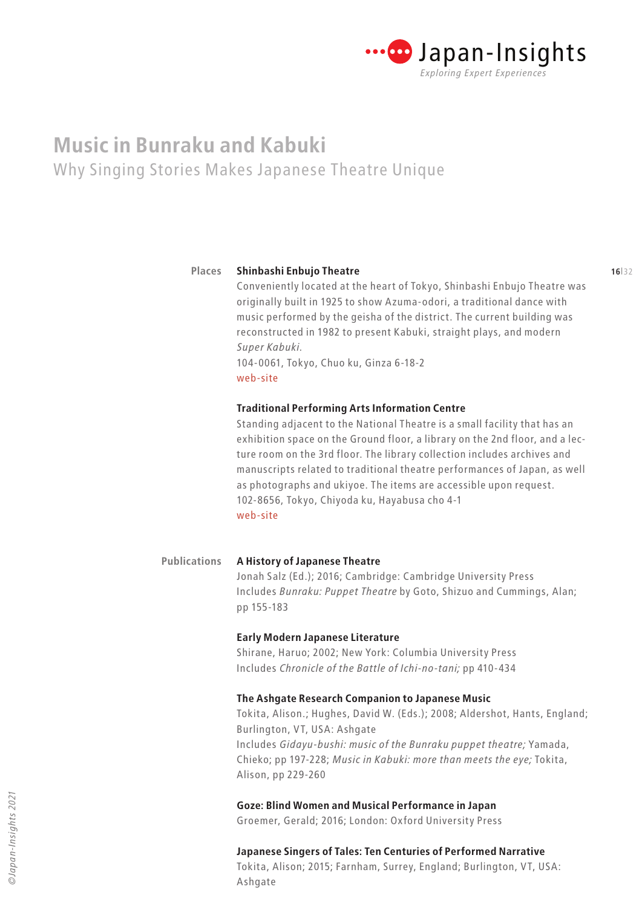# Music in Bunraku and Kabuki

## Why Singing Stories Makes Japanese Theatre Unique

### Places

**Shinbashi Enbujo Theatre**

Conveniently located at the heart of Tokyo, Shinbashi Enbujo Theatre was originally built in 1925 to show Azuma-odori, a traditional dance with music performed by the geisha of the district. The current building was reconstructed in 1982 to present Kabuki, straight plays, and modern *Super Kabuki.*

104-0061, Tokyo, Chuo ku, Ginza 6-18-2

web-site

**Traditional Performing Arts Information Centre**

Standing adjacent to the National Theatre is a small facility that has an exhibition space on the Ground floor, a library on the 2nd floor, and a lecture room on the 3rd floor. The library collection includes archives and manuscripts related to traditional theatre performances of Japan, as well as photographs and ukiyoe. The items are accessible upon request.

102-8656, Tokyo, Chiyoda ku, Hayabusa cho 4-1

web-site

### Publications

**A History of Japanese Theatre**

Jonah Salz (Ed.); 2016; Cambridge: Cambridge University Press

Includes *Bunraku: Puppet Theatre* by Goto, Shizuo and Cummings, Alan; pp 155-183

**Early Modern Japanese Literature**

Shirane, Haruo; 2002; New York: Columbia University Press

Includes *Chronicle of the Battle of Ichi-no-tani;* pp 410-434

**The Ashgate Research Companion to Japanese Music**

Tokita, Alison.; Hughes, David W. (Eds.); 2008; Aldershot, Hants, England; Burlington, VT, USA: Ashgate

Includes *Gidayu-bushi: music of the Bunraku puppet theatre;* Yamada, Chieko; pp 197-228; *Music in Kabuki: more than meets the eye;* Tokita, Alison, pp 229-260

**Goze: Blind Women and Musical Performance in Japan**

Groemer, Gerald; 2016; London: Oxford University Press

**Japanese Singers of Tales: Ten Centuries of Performed Narrative**

Tokita, Alison; 2015; Farnham, Surrey, England; Burlington, VT, USA: Ashgate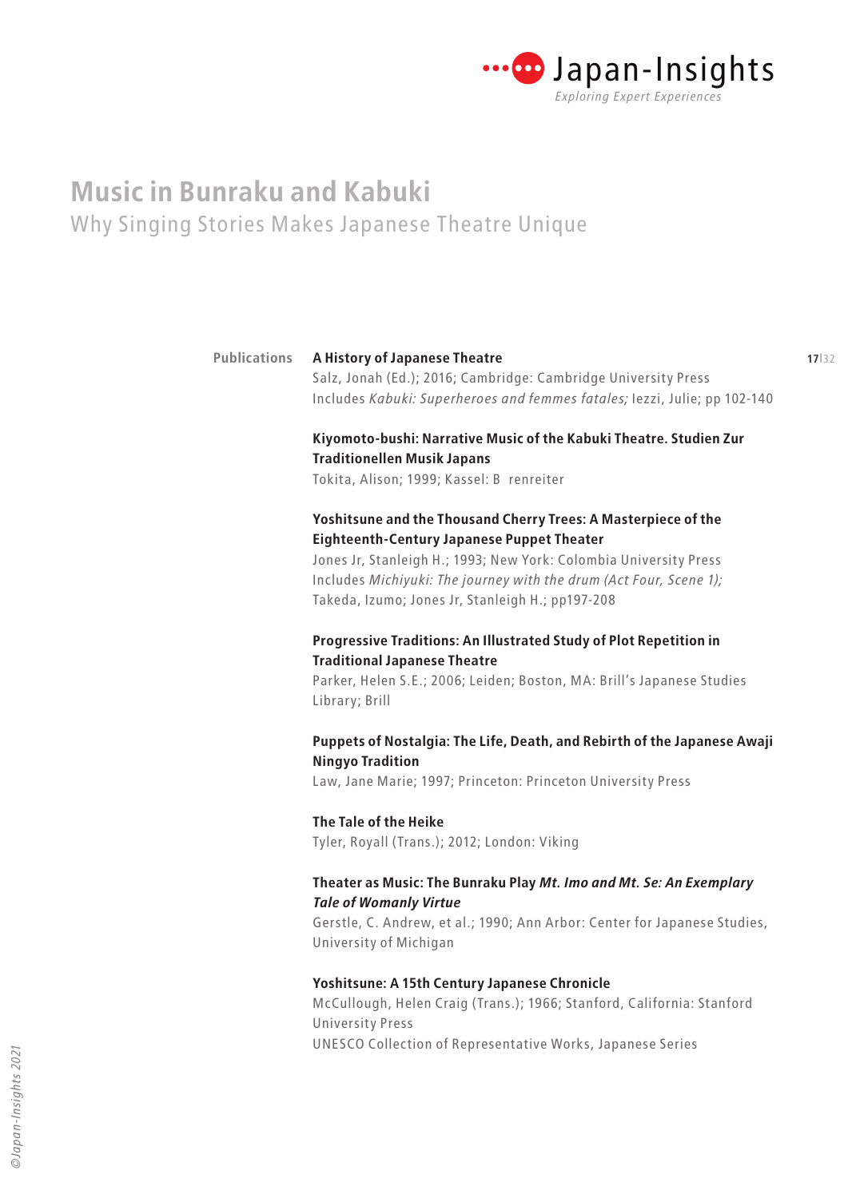# Music in Bunraku and Kabuki

## Why Singing Stories Makes Japanese Theatre Unique

**Publications**

**A History of Japanese Theatre**
Salz, Jonah (Ed.); 2016; Cambridge: Cambridge University Press
Includes *Kabuki: Superheroes and femmes fatales;* Iezzi, Julie; pp 102-140

**Kiyomoto-bushi: Narrative Music of the Kabuki Theatre. Studien Zur Traditionellen Musik Japans**
Tokita, Alison; 1999; Kassel: B renreiter

**Yoshitsune and the Thousand Cherry Trees: A Masterpiece of the Eighteenth-Century Japanese Puppet Theater**
Jones Jr, Stanleigh H.; 1993; New York: Colombia University Press
Includes *Michiyuki: The journey with the drum (Act Four, Scene 1);* Takeda, Izumo; Jones Jr, Stanleigh H.; pp197-208

**Progressive Traditions: An Illustrated Study of Plot Repetition in Traditional Japanese Theatre**
Parker, Helen S.E.; 2006; Leiden; Boston, MA: Brill's Japanese Studies Library; Brill

**Puppets of Nostalgia: The Life, Death, and Rebirth of the Japanese Awaji Ningyo Tradition**
Law, Jane Marie; 1997; Princeton: Princeton University Press

**The Tale of the Heike**
Tyler, Royall (Trans.); 2012; London: Viking

**Theater as Music: The Bunraku Play *Mt. Imo and Mt. Se: An Exemplary Tale of Womanly Virtue***
Gerstle, C. Andrew, et al.; 1990; Ann Arbor: Center for Japanese Studies, University of Michigan

**Yoshitsune: A 15th Century Japanese Chronicle**
McCullough, Helen Craig (Trans.); 1966; Stanford, California: Stanford University Press
UNESCO Collection of Representative Works, Japanese Series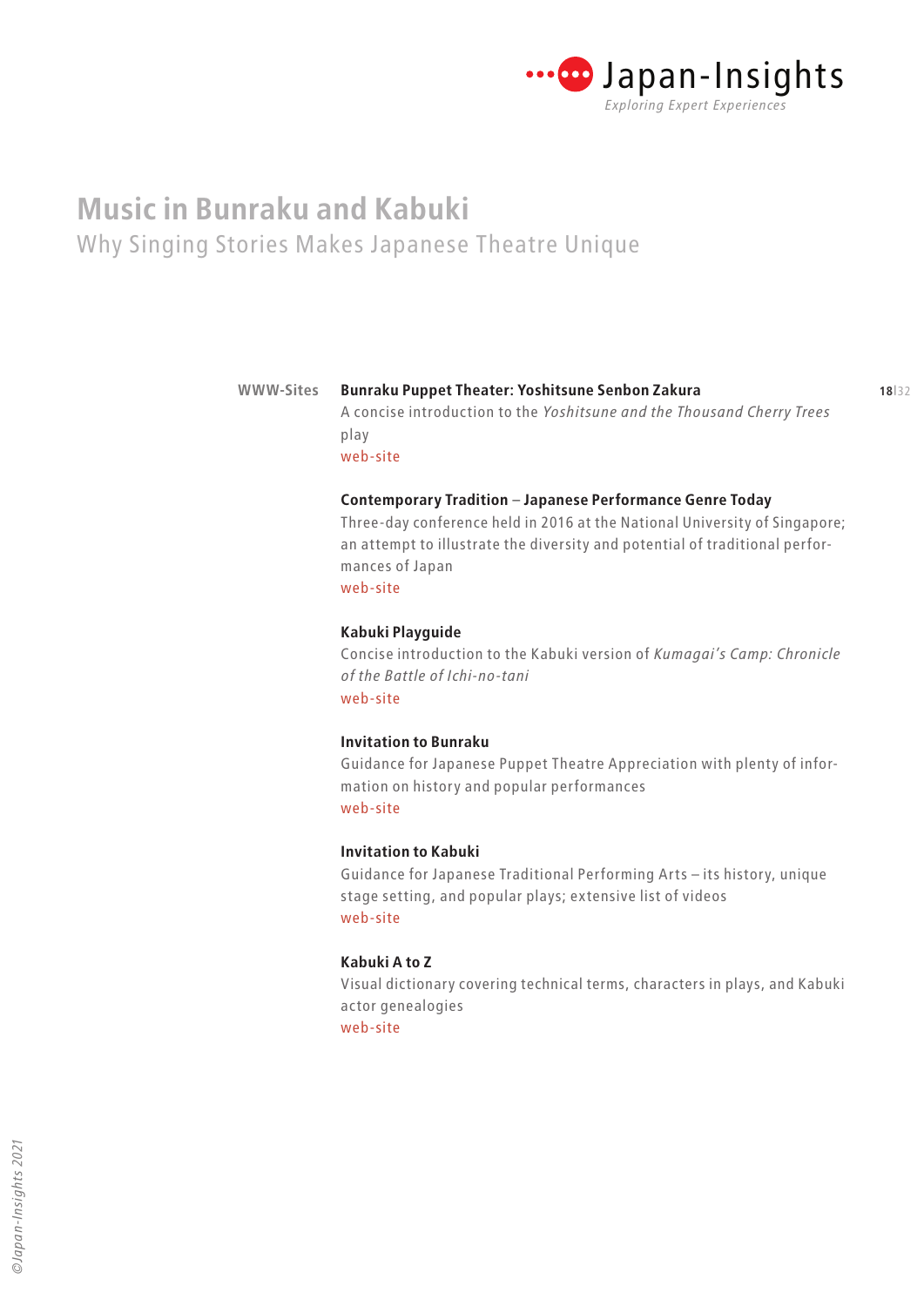# Music in Bunraku and Kabuki

## Why Singing Stories Makes Japanese Theatre Unique

**WWW-Sites**

**Bunraku Puppet Theater: Yoshitsune Senbon Zakura**
A concise introduction to the *Yoshitsune and the Thousand Cherry Trees* play
web-site

**Contemporary Tradition – Japanese Performance Genre Today**
Three-day conference held in 2016 at the National University of Singapore; an attempt to illustrate the diversity and potential of traditional performances of Japan
web-site

**Kabuki Playguide**
Concise introduction to the Kabuki version of *Kumagai's Camp: Chronicle of the Battle of Ichi-no-tani*
web-site

**Invitation to Bunraku**
Guidance for Japanese Puppet Theatre Appreciation with plenty of information on history and popular performances
web-site

**Invitation to Kabuki**
Guidance for Japanese Traditional Performing Arts – its history, unique stage setting, and popular plays; extensive list of videos
web-site

**Kabuki A to Z**
Visual dictionary covering technical terms, characters in plays, and Kabuki actor genealogies
web-site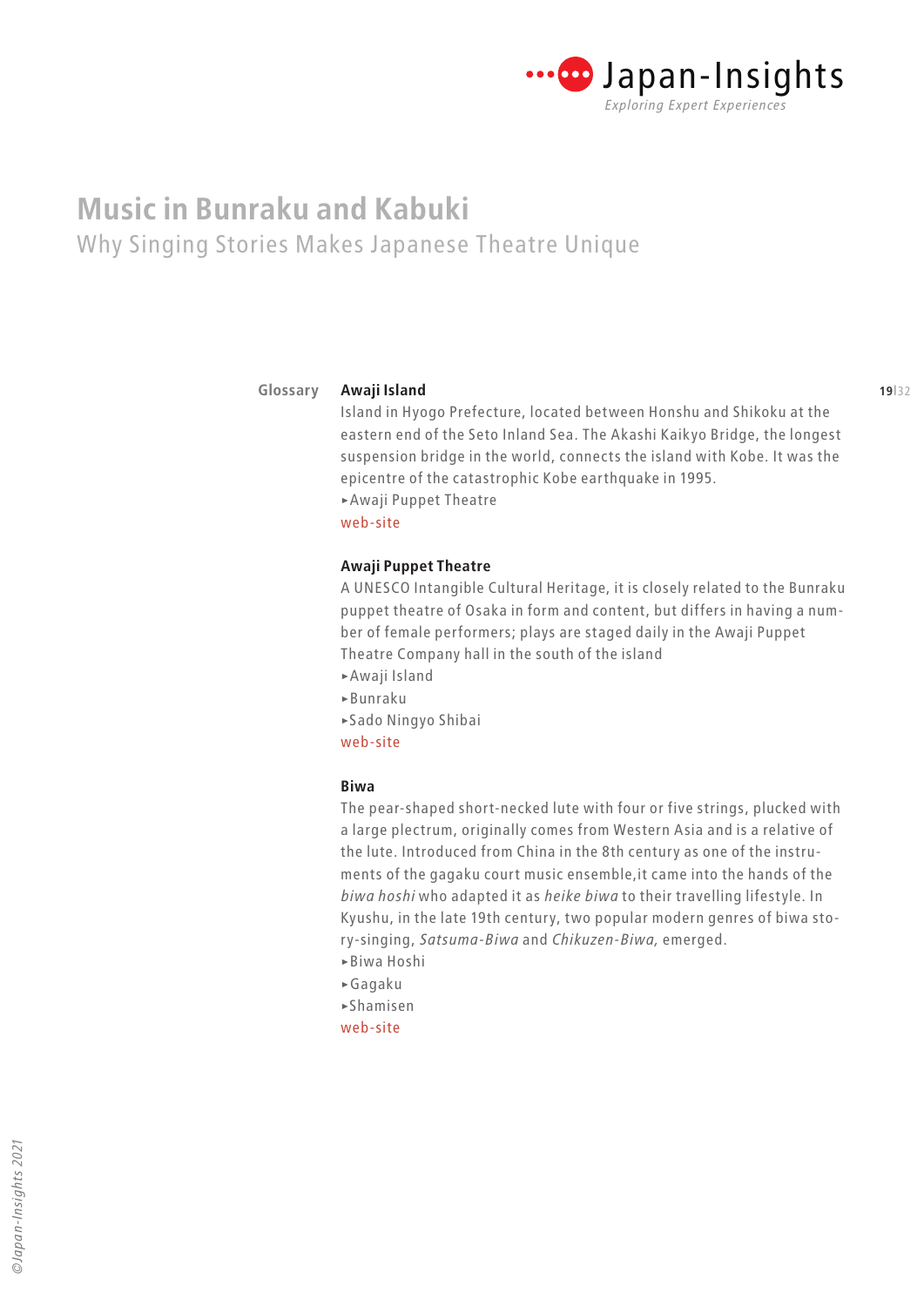# Music in Bunraku and Kabuki

## Why Singing Stories Makes Japanese Theatre Unique

Glossary

**Awaji Island**

Island in Hyogo Prefecture, located between Honshu and Shikoku at the eastern end of the Seto Inland Sea. The Akashi Kaikyo Bridge, the longest suspension bridge in the world, connects the island with Kobe. It was the epicentre of the catastrophic Kobe earthquake in 1995.

▸Awaji Puppet Theatre

web-site

**Awaji Puppet Theatre**

A UNESCO Intangible Cultural Heritage, it is closely related to the Bunraku puppet theatre of Osaka in form and content, but differs in having a number of female performers; plays are staged daily in the Awaji Puppet Theatre Company hall in the south of the island

▸Awaji Island

▸Bunraku

▸Sado Ningyo Shibai

web-site

**Biwa**

The pear-shaped short-necked lute with four or five strings, plucked with a large plectrum, originally comes from Western Asia and is a relative of the lute. Introduced from China in the 8th century as one of the instruments of the gagaku court music ensemble,it came into the hands of the *biwa hoshi* who adapted it as *heike biwa* to their travelling lifestyle. In Kyushu, in the late 19th century, two popular modern genres of biwa story-singing, *Satsuma-Biwa* and *Chikuzen-Biwa,* emerged.

▸Biwa Hoshi

▸Gagaku

▸Shamisen

web-site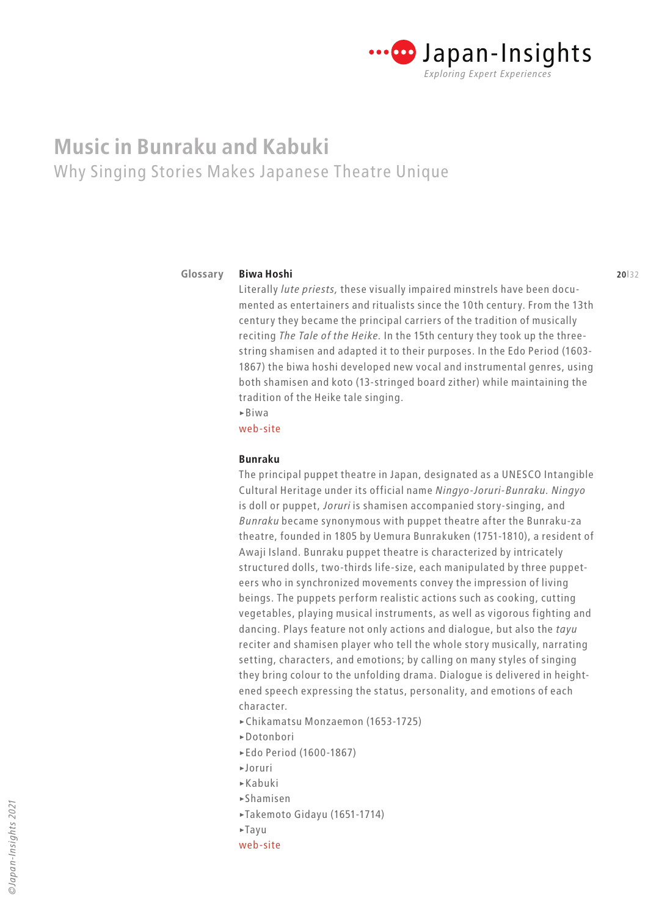# Music in Bunraku and Kabuki

## Why Singing Stories Makes Japanese Theatre Unique

Glossary

### Biwa Hoshi

Literally *lute priests,* these visually impaired minstrels have been documented as entertainers and ritualists since the 10th century. From the 13th century they became the principal carriers of the tradition of musically reciting *The Tale of the Heike.* In the 15th century they took up the three-string shamisen and adapted it to their purposes. In the Edo Period (1603-1867) the biwa hoshi developed new vocal and instrumental genres, using both shamisen and koto (13-stringed board zither) while maintaining the tradition of the Heike tale singing.

▸Biwa

web-site

### Bunraku

The principal puppet theatre in Japan, designated as a UNESCO Intangible Cultural Heritage under its official name *Ningyo-Joruri-Bunraku*. *Ningyo* is doll or puppet, *Joruri* is shamisen accompanied story-singing, and *Bunraku* became synonymous with puppet theatre after the Bunraku-za theatre, founded in 1805 by Uemura Bunrakuken (1751-1810), a resident of Awaji Island. Bunraku puppet theatre is characterized by intricately structured dolls, two-thirds life-size, each manipulated by three puppeteers who in synchronized movements convey the impression of living beings. The puppets perform realistic actions such as cooking, cutting vegetables, playing musical instruments, as well as vigorous fighting and dancing. Plays feature not only actions and dialogue, but also the *tayu* reciter and shamisen player who tell the whole story musically, narrating setting, characters, and emotions; by calling on many styles of singing they bring colour to the unfolding drama. Dialogue is delivered in heightened speech expressing the status, personality, and emotions of each character.

▸Chikamatsu Monzaemon (1653-1725)
▸Dotonbori
▸Edo Period (1600-1867)
▸Joruri
▸Kabuki
▸Shamisen
▸Takemoto Gidayu (1651-1714)
▸Tayu

web-site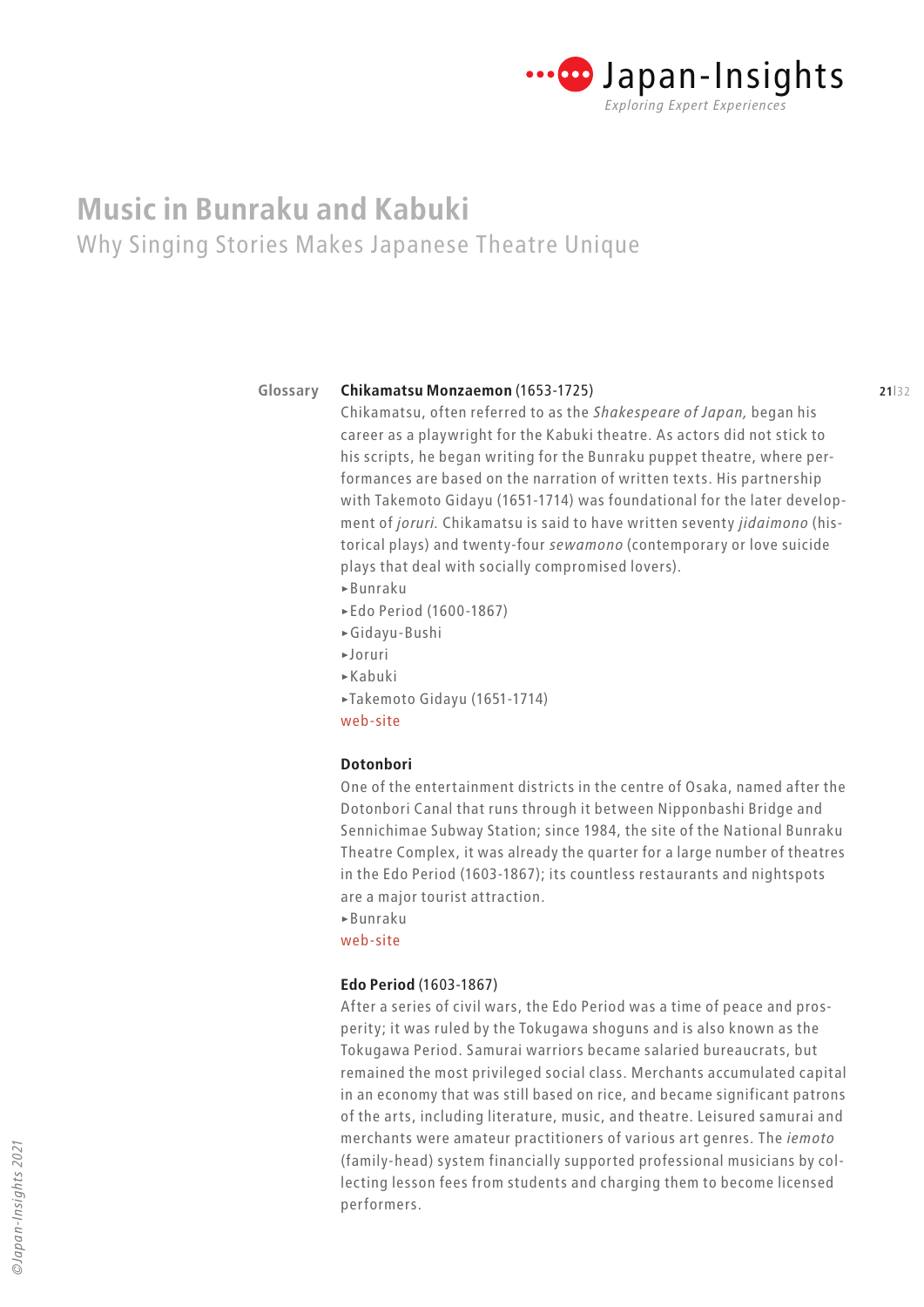# Music in Bunraku and Kabuki

## Why Singing Stories Makes Japanese Theatre Unique

## Glossary

**Chikamatsu Monzaemon** (1653-1725)
Chikamatsu, often referred to as the *Shakespeare of Japan,* began his career as a playwright for the Kabuki theatre. As actors did not stick to his scripts, he began writing for the Bunraku puppet theatre, where performances are based on the narration of written texts. His partnership with Takemoto Gidayu (1651-1714) was foundational for the later development of *joruri.* Chikamatsu is said to have written seventy *jidaimono* (historical plays) and twenty-four *sewamono* (contemporary or love suicide plays that deal with socially compromised lovers).

▸Bunraku
▸Edo Period (1600-1867)
▸Gidayu-Bushi
▸Joruri
▸Kabuki
▸Takemoto Gidayu (1651-1714)

web-site

**Dotonbori**
One of the entertainment districts in the centre of Osaka, named after the Dotonbori Canal that runs through it between Nipponbashi Bridge and Sennichimae Subway Station; since 1984, the site of the National Bunraku Theatre Complex, it was already the quarter for a large number of theatres in the Edo Period (1603-1867); its countless restaurants and nightspots are a major tourist attraction.

▸Bunraku

web-site

**Edo Period** (1603-1867)
After a series of civil wars, the Edo Period was a time of peace and prosperity; it was ruled by the Tokugawa shoguns and is also known as the Tokugawa Period. Samurai warriors became salaried bureaucrats, but remained the most privileged social class. Merchants accumulated capital in an economy that was still based on rice, and became significant patrons of the arts, including literature, music, and theatre. Leisured samurai and merchants were amateur practitioners of various art genres. The *iemoto* (family-head) system financially supported professional musicians by collecting lesson fees from students and charging them to become licensed performers.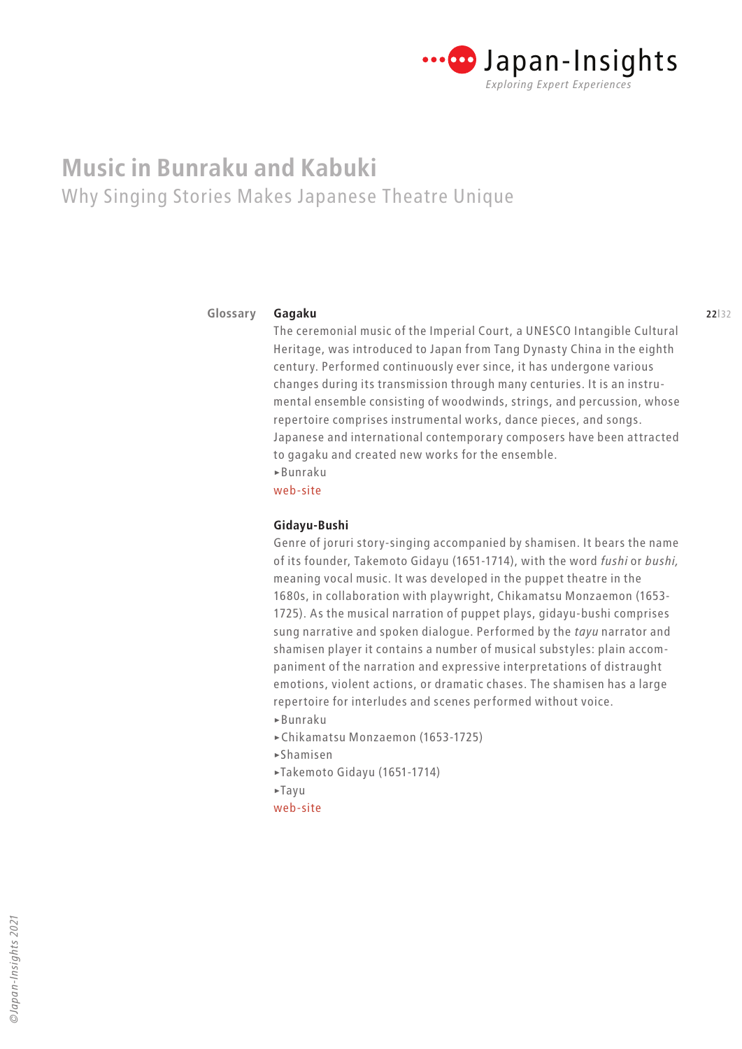# Music in Bunraku and Kabuki

## Why Singing Stories Makes Japanese Theatre Unique

Glossary

**Gagaku**

The ceremonial music of the Imperial Court, a UNESCO Intangible Cultural Heritage, was introduced to Japan from Tang Dynasty China in the eighth century. Performed continuously ever since, it has undergone various changes during its transmission through many centuries. It is an instrumental ensemble consisting of woodwinds, strings, and percussion, whose repertoire comprises instrumental works, dance pieces, and songs. Japanese and international contemporary composers have been attracted to gagaku and created new works for the ensemble.

►Bunraku

web-site

**Gidayu-Bushi**

Genre of joruri story-singing accompanied by shamisen. It bears the name of its founder, Takemoto Gidayu (1651-1714), with the word *fushi* or *bushi,* meaning vocal music. It was developed in the puppet theatre in the 1680s, in collaboration with playwright, Chikamatsu Monzaemon (1653-1725). As the musical narration of puppet plays, gidayu-bushi comprises sung narrative and spoken dialogue. Performed by the *tayu* narrator and shamisen player it contains a number of musical substyles: plain accompaniment of the narration and expressive interpretations of distraught emotions, violent actions, or dramatic chases. The shamisen has a large repertoire for interludes and scenes performed without voice.

►Bunraku

►Chikamatsu Monzaemon (1653-1725)

►Shamisen

►Takemoto Gidayu (1651-1714)

►Tayu

web-site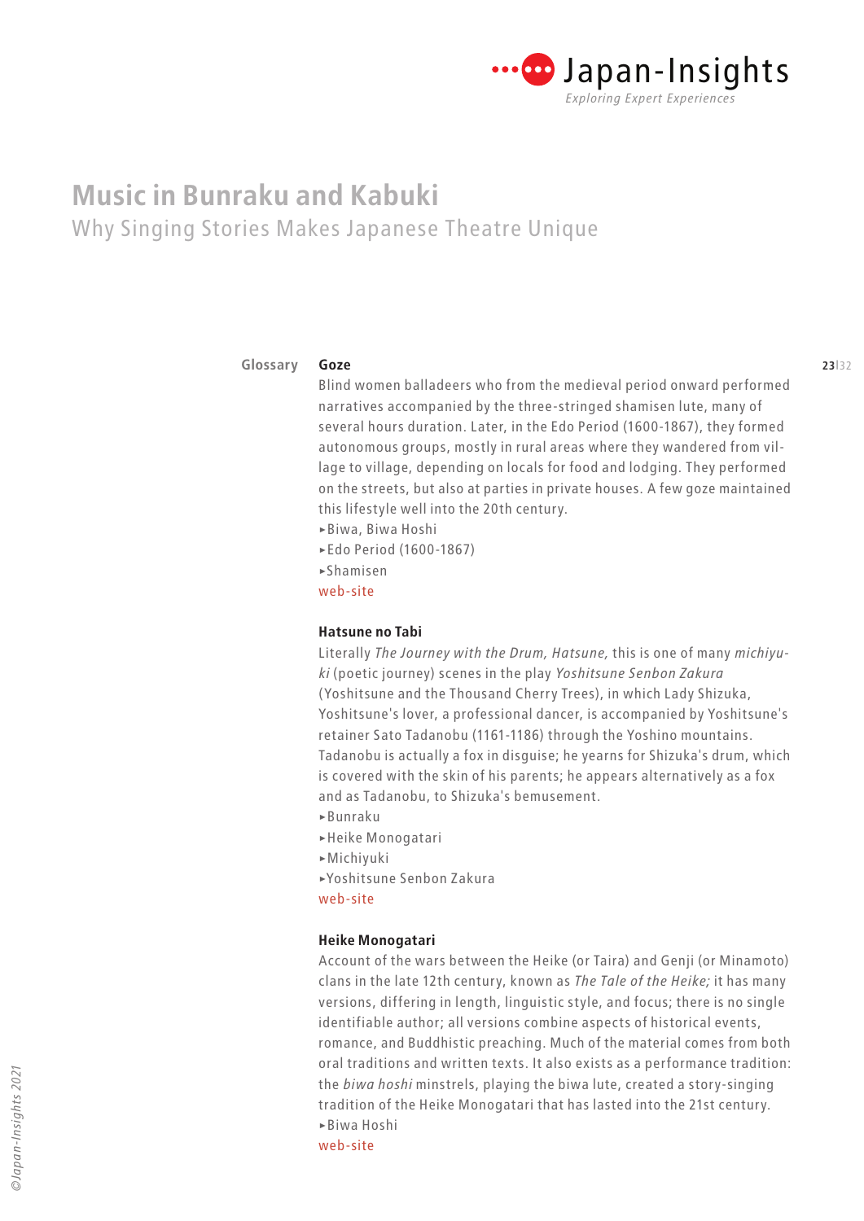# Music in Bunraku and Kabuki

## Why Singing Stories Makes Japanese Theatre Unique

Glossary

### Goze

Blind women balladeers who from the medieval period onward performed narratives accompanied by the three-stringed shamisen lute, many of several hours duration. Later, in the Edo Period (1600-1867), they formed autonomous groups, mostly in rural areas where they wandered from village to village, depending on locals for food and lodging. They performed on the streets, but also at parties in private houses. A few goze maintained this lifestyle well into the 20th century.

- ▸Biwa, Biwa Hoshi
- ▸Edo Period (1600-1867)
- ▸Shamisen

web-site

### Hatsune no Tabi

Literally *The Journey with the Drum, Hatsune,* this is one of many *michiyuki* (poetic journey) scenes in the play *Yoshitsune Senbon Zakura* (Yoshitsune and the Thousand Cherry Trees), in which Lady Shizuka, Yoshitsune's lover, a professional dancer, is accompanied by Yoshitsune's retainer Sato Tadanobu (1161-1186) through the Yoshino mountains. Tadanobu is actually a fox in disguise; he yearns for Shizuka's drum, which is covered with the skin of his parents; he appears alternatively as a fox and as Tadanobu, to Shizuka's bemusement.

- ▸Bunraku
- ▸Heike Monogatari
- ▸Michiyuki
- ▸Yoshitsune Senbon Zakura

web-site

### Heike Monogatari

Account of the wars between the Heike (or Taira) and Genji (or Minamoto) clans in the late 12th century, known as *The Tale of the Heike;* it has many versions, differing in length, linguistic style, and focus; there is no single identifiable author; all versions combine aspects of historical events, romance, and Buddhistic preaching. Much of the material comes from both oral traditions and written texts. It also exists as a performance tradition: the *biwa hoshi* minstrels, playing the biwa lute, created a story-singing tradition of the Heike Monogatari that has lasted into the 21st century.

- ▸Biwa Hoshi

web-site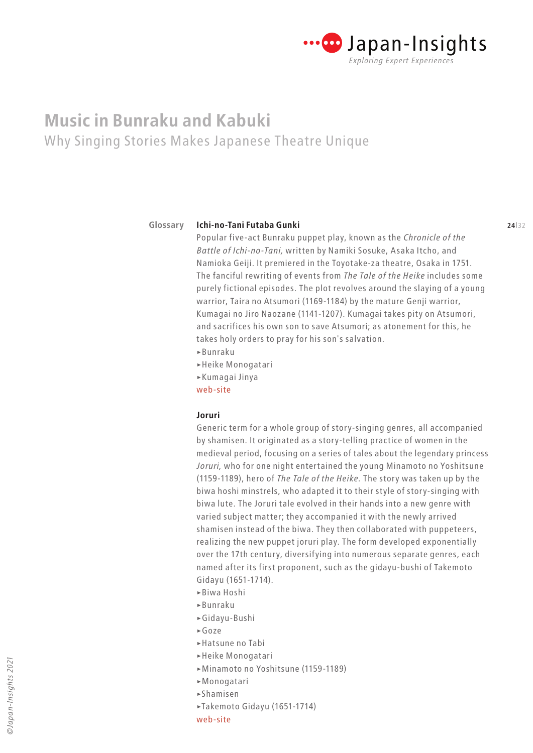# Music in Bunraku and Kabuki

## Why Singing Stories Makes Japanese Theatre Unique

Glossary

**Ichi-no-Tani Futaba Gunki**

Popular five-act Bunraku puppet play, known as the *Chronicle of the Battle of Ichi-no-Tani,* written by Namiki Sosuke, Asaka Itcho, and Namioka Geiji. It premiered in the Toyotake-za theatre, Osaka in 1751. The fanciful rewriting of events from *The Tale of the Heike* includes some purely fictional episodes. The plot revolves around the slaying of a young warrior, Taira no Atsumori (1169-1184) by the mature Genji warrior, Kumagai no Jiro Naozane (1141-1207). Kumagai takes pity on Atsumori, and sacrifices his own son to save Atsumori; as atonement for this, he takes holy orders to pray for his son's salvation.

- ▸Bunraku
- ▸Heike Monogatari
- ▸Kumagai Jinya

web-site

**Joruri**

Generic term for a whole group of story-singing genres, all accompanied by shamisen. It originated as a story-telling practice of women in the medieval period, focusing on a series of tales about the legendary princess *Joruri,* who for one night entertained the young Minamoto no Yoshitsune (1159-1189), hero of *The Tale of the Heike.* The story was taken up by the biwa hoshi minstrels, who adapted it to their style of story-singing with biwa lute. The Joruri tale evolved in their hands into a new genre with varied subject matter; they accompanied it with the newly arrived shamisen instead of the biwa. They then collaborated with puppeteers, realizing the new puppet joruri play. The form developed exponentially over the 17th century, diversifying into numerous separate genres, each named after its first proponent, such as the gidayu-bushi of Takemoto Gidayu (1651-1714).

- ▸Biwa Hoshi
- ▸Bunraku
- ▸Gidayu-Bushi
- ▸Goze
- ▸Hatsune no Tabi
- ▸Heike Monogatari
- ▸Minamoto no Yoshitsune (1159-1189)
- ▸Monogatari
- ▸Shamisen
- ▸Takemoto Gidayu (1651-1714)

web-site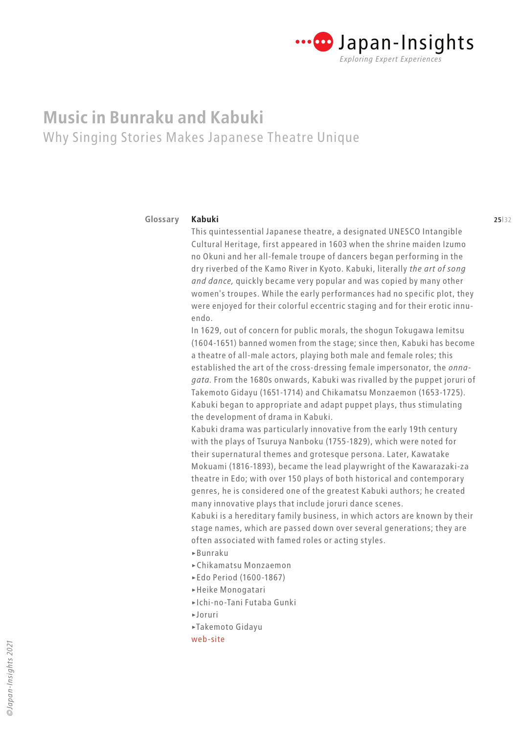Glossary

**Kabuki**

This quintessential Japanese theatre, a designated UNESCO Intangible Cultural Heritage, first appeared in 1603 when the shrine maiden Izumo no Okuni and her all-female troupe of dancers began performing in the dry riverbed of the Kamo River in Kyoto. Kabuki, literally *the art of song and dance,* quickly became very popular and was copied by many other women's troupes. While the early performances had no specific plot, they were enjoyed for their colorful eccentric staging and for their erotic innuendo.

In 1629, out of concern for public morals, the shogun Tokugawa Iemitsu (1604-1651) banned women from the stage; since then, Kabuki has become a theatre of all-male actors, playing both male and female roles; this established the art of the cross-dressing female impersonator, the *onnagata*. From the 1680s onwards, Kabuki was rivalled by the puppet joruri of Takemoto Gidayu (1651-1714) and Chikamatsu Monzaemon (1653-1725). Kabuki began to appropriate and adapt puppet plays, thus stimulating the development of drama in Kabuki.

Kabuki drama was particularly innovative from the early 19th century with the plays of Tsuruya Nanboku (1755-1829), which were noted for their supernatural themes and grotesque persona. Later, Kawatake Mokuami (1816-1893), became the lead playwright of the Kawarazaki-za theatre in Edo; with over 150 plays of both historical and contemporary genres, he is considered one of the greatest Kabuki authors; he created many innovative plays that include joruri dance scenes.

Kabuki is a hereditary family business, in which actors are known by their stage names, which are passed down over several generations; they are often associated with famed roles or acting styles.

- ▸Bunraku
- ▸Chikamatsu Monzaemon
- ▸Edo Period (1600-1867)
- ▸Heike Monogatari
- ▸Ichi-no-Tani Futaba Gunki
- ▸Joruri
- ▸Takemoto Gidayu

web-site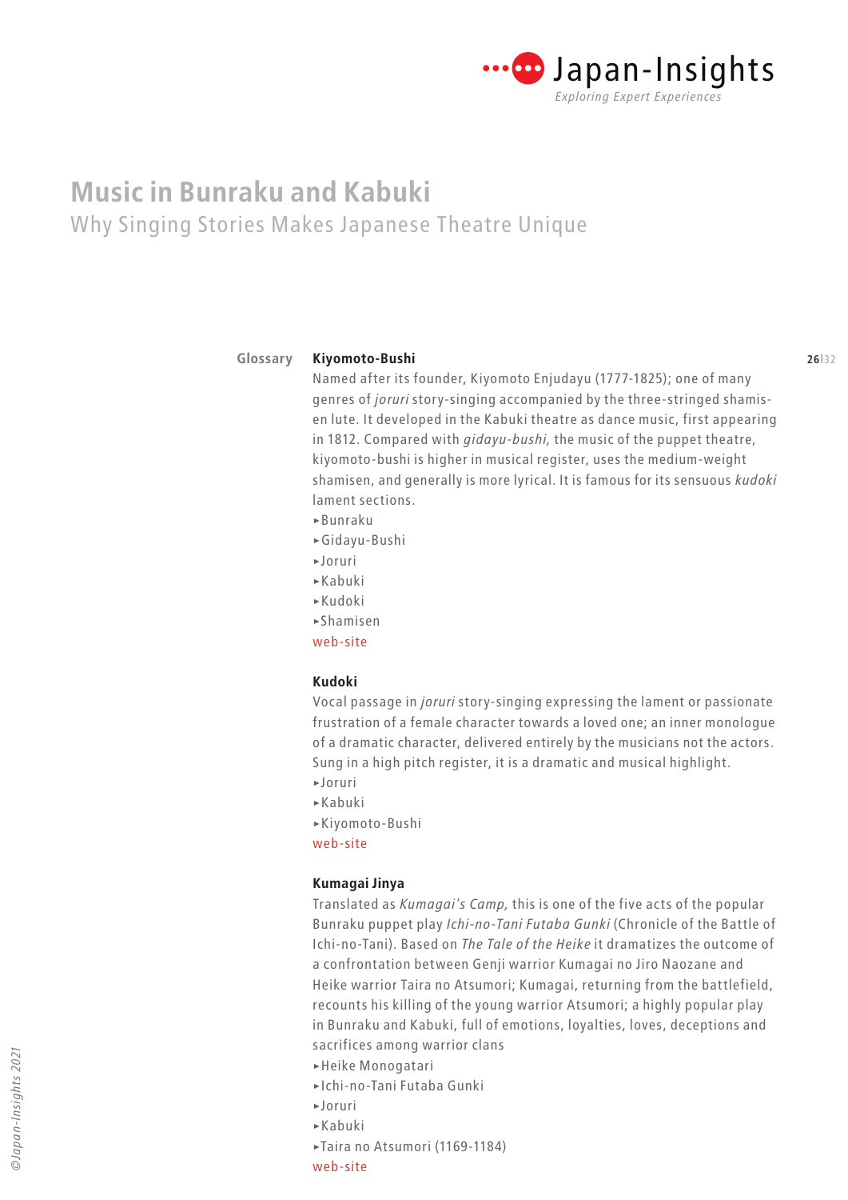# Music in Bunraku and Kabuki

## Why Singing Stories Makes Japanese Theatre Unique

Glossary

### Kiyomoto-Bushi

Named after its founder, Kiyomoto Enjudayu (1777-1825); one of many genres of *joruri* story-singing accompanied by the three-stringed shamisen lute. It developed in the Kabuki theatre as dance music, first appearing in 1812. Compared with *gidayu-bushi,* the music of the puppet theatre, kiyomoto-bushi is higher in musical register, uses the medium-weight shamisen, and generally is more lyrical. It is famous for its sensuous *kudoki* lament sections.

- ▸Bunraku
- ▸Gidayu-Bushi
- ▸Joruri
- ▸Kabuki
- ▸Kudoki
- ▸Shamisen

web-site

### Kudoki

Vocal passage in *joruri* story-singing expressing the lament or passionate frustration of a female character towards a loved one; an inner monologue of a dramatic character, delivered entirely by the musicians not the actors. Sung in a high pitch register, it is a dramatic and musical highlight.

- ▸Joruri
- ▸Kabuki
- ▸Kiyomoto-Bushi

web-site

### Kumagai Jinya

Translated as *Kumagai's Camp,* this is one of the five acts of the popular Bunraku puppet play *Ichi-no-Tani Futaba Gunki* (Chronicle of the Battle of Ichi-no-Tani). Based on *The Tale of the Heike* it dramatizes the outcome of a confrontation between Genji warrior Kumagai no Jiro Naozane and Heike warrior Taira no Atsumori; Kumagai, returning from the battlefield, recounts his killing of the young warrior Atsumori; a highly popular play in Bunraku and Kabuki, full of emotions, loyalties, loves, deceptions and sacrifices among warrior clans

- ▸Heike Monogatari
- ▸Ichi-no-Tani Futaba Gunki
- ▸Joruri
- ▸Kabuki
- ▸Taira no Atsumori (1169-1184)

web-site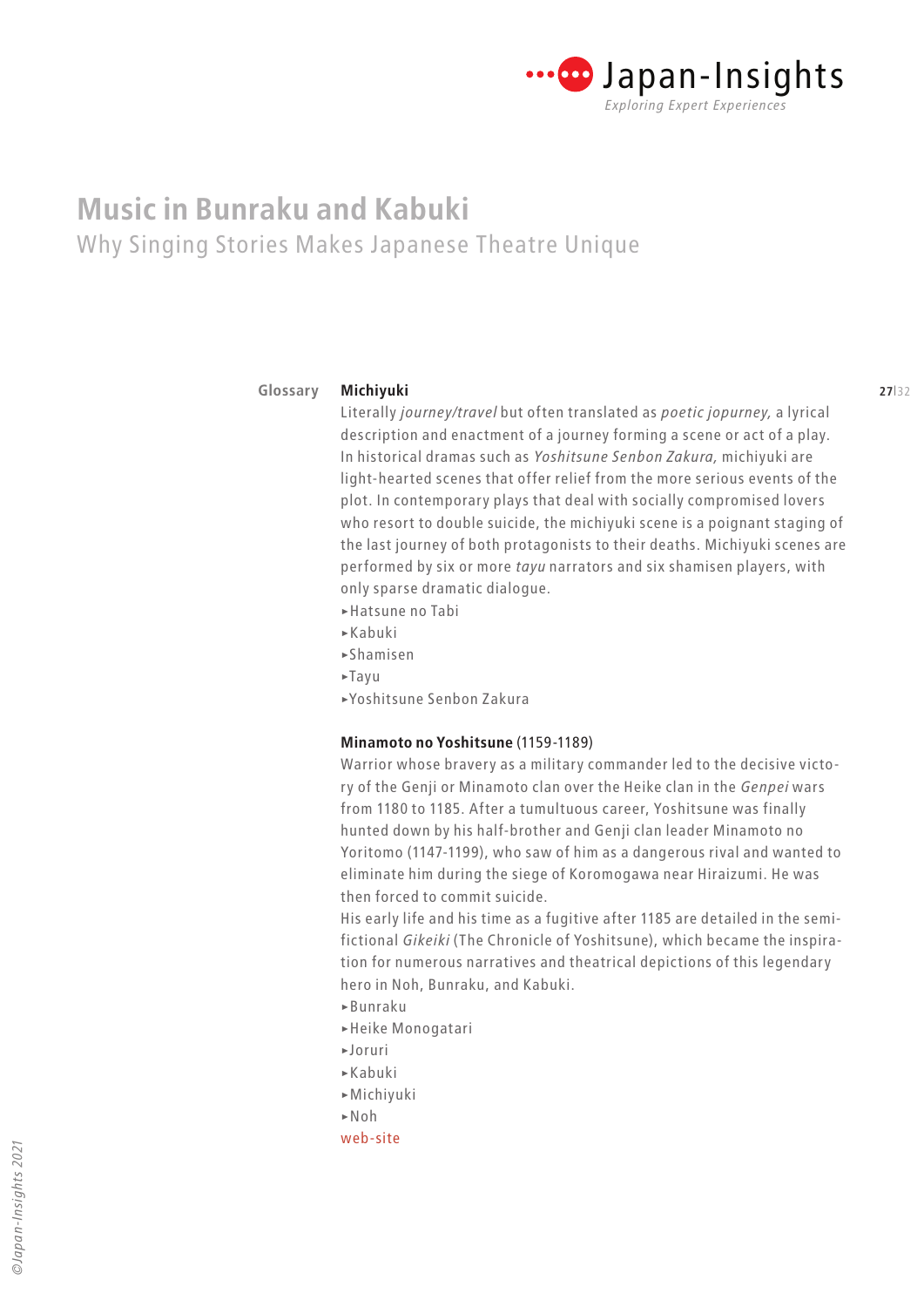# Music in Bunraku and Kabuki

## Why Singing Stories Makes Japanese Theatre Unique

### Glossary

**Michiyuki**

Literally *journey/travel* but often translated as *poetic jopurney,* a lyrical description and enactment of a journey forming a scene or act of a play. In historical dramas such as *Yoshitsune Senbon Zakura,* michiyuki are light-hearted scenes that offer relief from the more serious events of the plot. In contemporary plays that deal with socially compromised lovers who resort to double suicide, the michiyuki scene is a poignant staging of the last journey of both protagonists to their deaths. Michiyuki scenes are performed by six or more *tayu* narrators and six shamisen players, with only sparse dramatic dialogue.

- ▸Hatsune no Tabi
- ▸Kabuki
- ▸Shamisen
- ▸Tayu
- ▸Yoshitsune Senbon Zakura

**Minamoto no Yoshitsune** (1159-1189)

Warrior whose bravery as a military commander led to the decisive victory of the Genji or Minamoto clan over the Heike clan in the *Genpei* wars from 1180 to 1185. After a tumultuous career, Yoshitsune was finally hunted down by his half-brother and Genji clan leader Minamoto no Yoritomo (1147-1199), who saw of him as a dangerous rival and wanted to eliminate him during the siege of Koromogawa near Hiraizumi. He was then forced to commit suicide.

His early life and his time as a fugitive after 1185 are detailed in the semi-fictional *Gikeiki* (The Chronicle of Yoshitsune), which became the inspiration for numerous narratives and theatrical depictions of this legendary hero in Noh, Bunraku, and Kabuki.

- ▸Bunraku
- ▸Heike Monogatari
- ▸Joruri
- ▸Kabuki
- ▸Michiyuki
- ▸Noh

web-site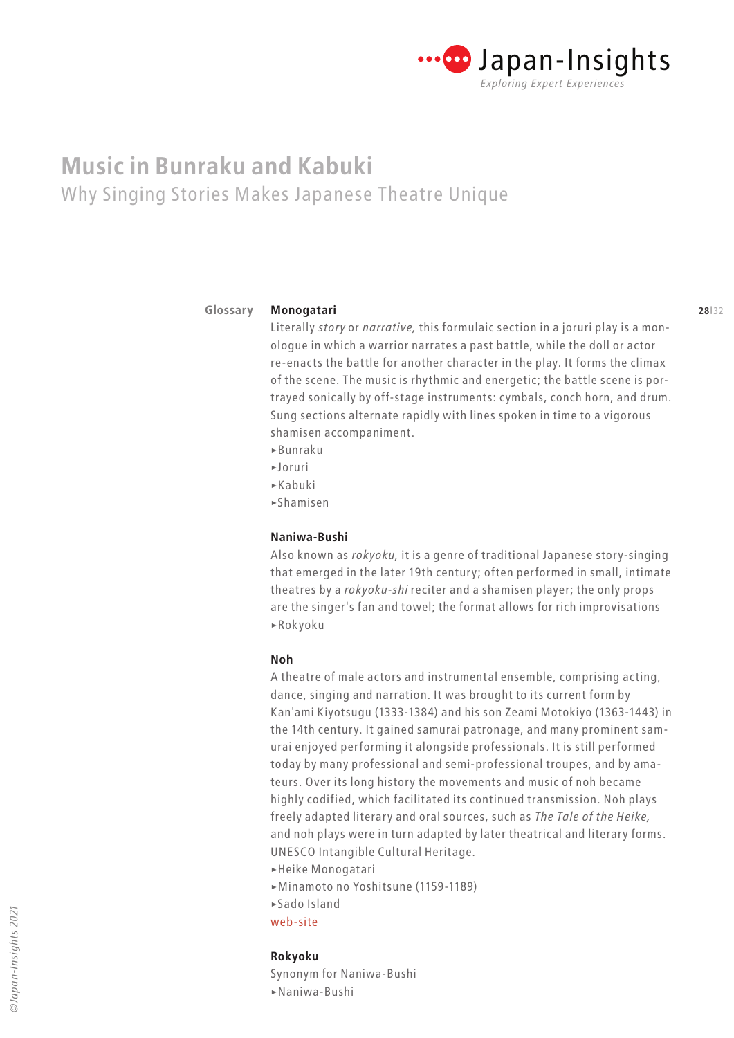# Music in Bunraku and Kabuki

## Why Singing Stories Makes Japanese Theatre Unique

Glossary

**Monogatari**

Literally *story* or *narrative,* this formulaic section in a joruri play is a monologue in which a warrior narrates a past battle, while the doll or actor re-enacts the battle for another character in the play. It forms the climax of the scene. The music is rhythmic and energetic; the battle scene is portrayed sonically by off-stage instruments: cymbals, conch horn, and drum. Sung sections alternate rapidly with lines spoken in time to a vigorous shamisen accompaniment.

▸Bunraku
▸Joruri
▸Kabuki
▸Shamisen

**Naniwa-Bushi**

Also known as *rokyoku,* it is a genre of traditional Japanese story-singing that emerged in the later 19th century; often performed in small, intimate theatres by a *rokyoku-shi* reciter and a shamisen player; the only props are the singer's fan and towel; the format allows for rich improvisations

▸Rokyoku

**Noh**

A theatre of male actors and instrumental ensemble, comprising acting, dance, singing and narration. It was brought to its current form by Kan'ami Kiyotsugu (1333-1384) and his son Zeami Motokiyo (1363-1443) in the 14th century. It gained samurai patronage, and many prominent samurai enjoyed performing it alongside professionals. It is still performed today by many professional and semi-professional troupes, and by amateurs. Over its long history the movements and music of noh became highly codified, which facilitated its continued transmission. Noh plays freely adapted literary and oral sources, such as *The Tale of the Heike,* and noh plays were in turn adapted by later theatrical and literary forms. UNESCO Intangible Cultural Heritage.

▸Heike Monogatari
▸Minamoto no Yoshitsune (1159-1189)
▸Sado Island

web-site

**Rokyoku**

Synonym for Naniwa-Bushi

▸Naniwa-Bushi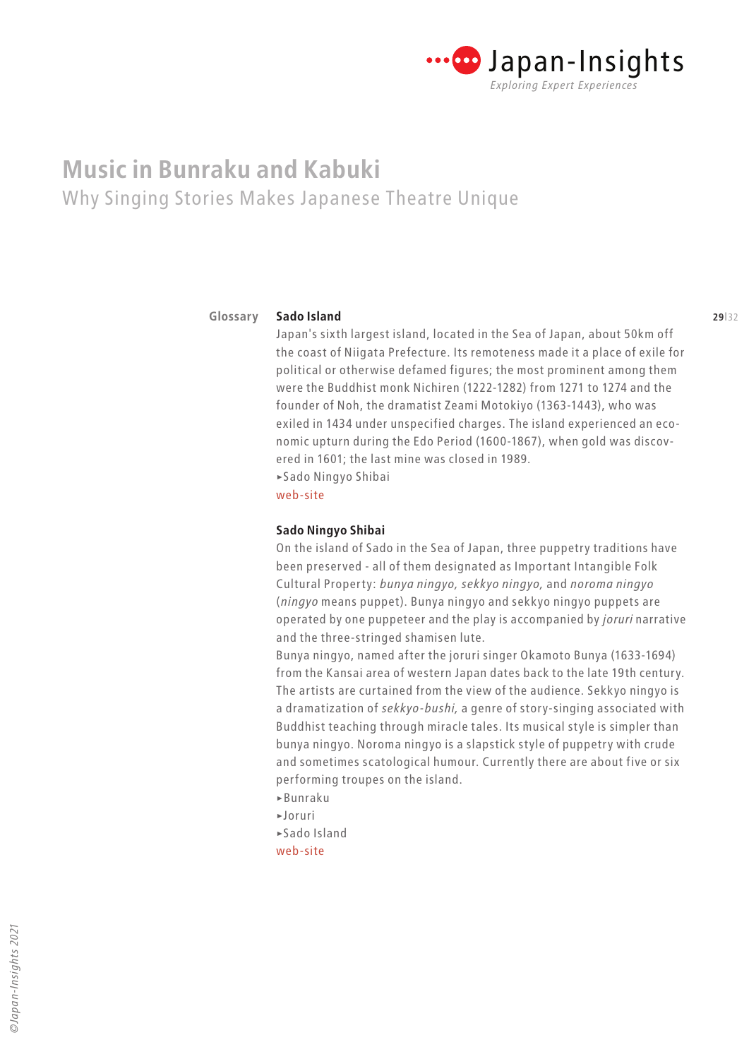# Music in Bunraku and Kabuki

## Why Singing Stories Makes Japanese Theatre Unique

Glossary

**Sado Island**

Japan's sixth largest island, located in the Sea of Japan, about 50km off the coast of Niigata Prefecture. Its remoteness made it a place of exile for political or otherwise defamed figures; the most prominent among them were the Buddhist monk Nichiren (1222-1282) from 1271 to 1274 and the founder of Noh, the dramatist Zeami Motokiyo (1363-1443), who was exiled in 1434 under unspecified charges. The island experienced an economic upturn during the Edo Period (1600-1867), when gold was discovered in 1601; the last mine was closed in 1989.

▸Sado Ningyo Shibai

web-site

**Sado Ningyo Shibai**

On the island of Sado in the Sea of Japan, three puppetry traditions have been preserved - all of them designated as Important Intangible Folk Cultural Property: *bunya ningyo, sekkyo ningyo,* and *noroma ningyo* (*ningyo* means puppet). Bunya ningyo and sekkyo ningyo puppets are operated by one puppeteer and the play is accompanied by *joruri* narrative and the three-stringed shamisen lute.

Bunya ningyo, named after the joruri singer Okamoto Bunya (1633-1694) from the Kansai area of western Japan dates back to the late 19th century. The artists are curtained from the view of the audience. Sekkyo ningyo is a dramatization of *sekkyo-bushi,* a genre of story-singing associated with Buddhist teaching through miracle tales. Its musical style is simpler than bunya ningyo. Noroma ningyo is a slapstick style of puppetry with crude and sometimes scatological humour. Currently there are about five or six performing troupes on the island.

▸Bunraku

▸Joruri

▸Sado Island

web-site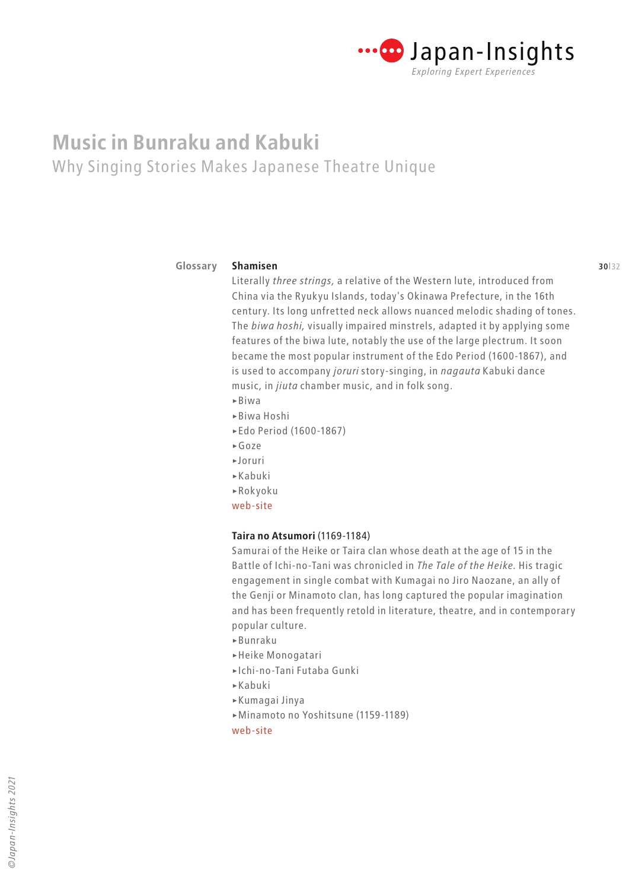# Music in Bunraku and Kabuki

## Why Singing Stories Makes Japanese Theatre Unique

Glossary

**Shamisen**

Literally *three strings,* a relative of the Western lute, introduced from China via the Ryukyu Islands, today's Okinawa Prefecture, in the 16th century. Its long unfretted neck allows nuanced melodic shading of tones. The *biwa hoshi,* visually impaired minstrels, adapted it by applying some features of the biwa lute, notably the use of the large plectrum. It soon became the most popular instrument of the Edo Period (1600-1867), and is used to accompany *joruri* story-singing, in *nagauta* Kabuki dance music, in *jiuta* chamber music, and in folk song.

- ▸Biwa
- ▸Biwa Hoshi
- ▸Edo Period (1600-1867)
- ▸Goze
- ▸Joruri
- ▸Kabuki
- ▸Rokyoku

web-site

**Taira no Atsumori** (1169-1184)

Samurai of the Heike or Taira clan whose death at the age of 15 in the Battle of Ichi-no-Tani was chronicled in *The Tale of the Heike.* His tragic engagement in single combat with Kumagai no Jiro Naozane, an ally of the Genji or Minamoto clan, has long captured the popular imagination and has been frequently retold in literature, theatre, and in contemporary popular culture.

- ▸Bunraku
- ▸Heike Monogatari
- ▸Ichi-no-Tani Futaba Gunki
- ▸Kabuki
- ▸Kumagai Jinya
- ▸Minamoto no Yoshitsune (1159-1189)

web-site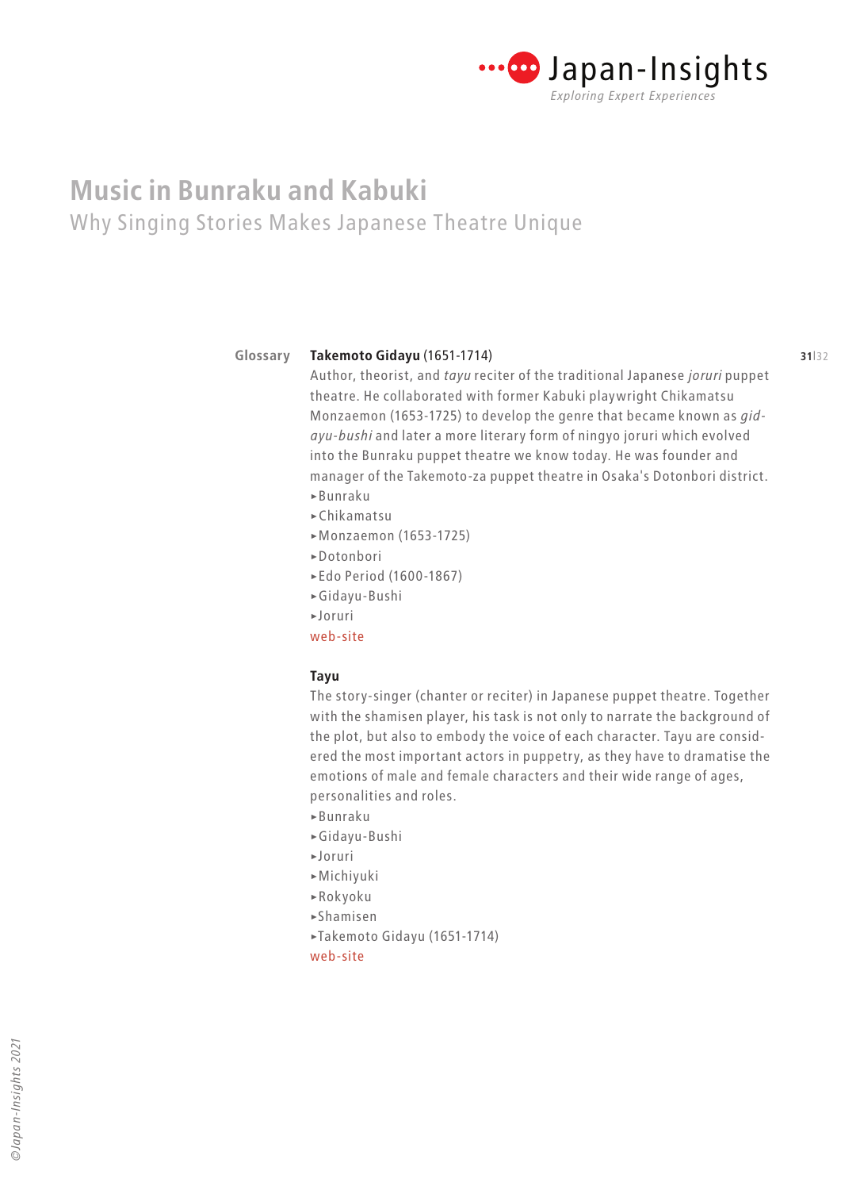# Music in Bunraku and Kabuki

## Why Singing Stories Makes Japanese Theatre Unique

Glossary

**Takemoto Gidayu** (1651-1714)
Author, theorist, and *tayu* reciter of the traditional Japanese *joruri* puppet theatre. He collaborated with former Kabuki playwright Chikamatsu Monzaemon (1653-1725) to develop the genre that became known as *gidayu-bushi* and later a more literary form of ningyo joruri which evolved into the Bunraku puppet theatre we know today. He was founder and manager of the Takemoto-za puppet theatre in Osaka's Dotonbori district.

- ▸Bunraku
- ▸Chikamatsu
- ▸Monzaemon (1653-1725)
- ▸Dotonbori
- ▸Edo Period (1600-1867)
- ▸Gidayu-Bushi
- ▸Joruri

web-site

**Tayu**
The story-singer (chanter or reciter) in Japanese puppet theatre. Together with the shamisen player, his task is not only to narrate the background of the plot, but also to embody the voice of each character. Tayu are considered the most important actors in puppetry, as they have to dramatise the emotions of male and female characters and their wide range of ages, personalities and roles.

- ▸Bunraku
- ▸Gidayu-Bushi
- ▸Joruri
- ▸Michiyuki
- ▸Rokyoku
- ▸Shamisen
- ▸Takemoto Gidayu (1651-1714)

web-site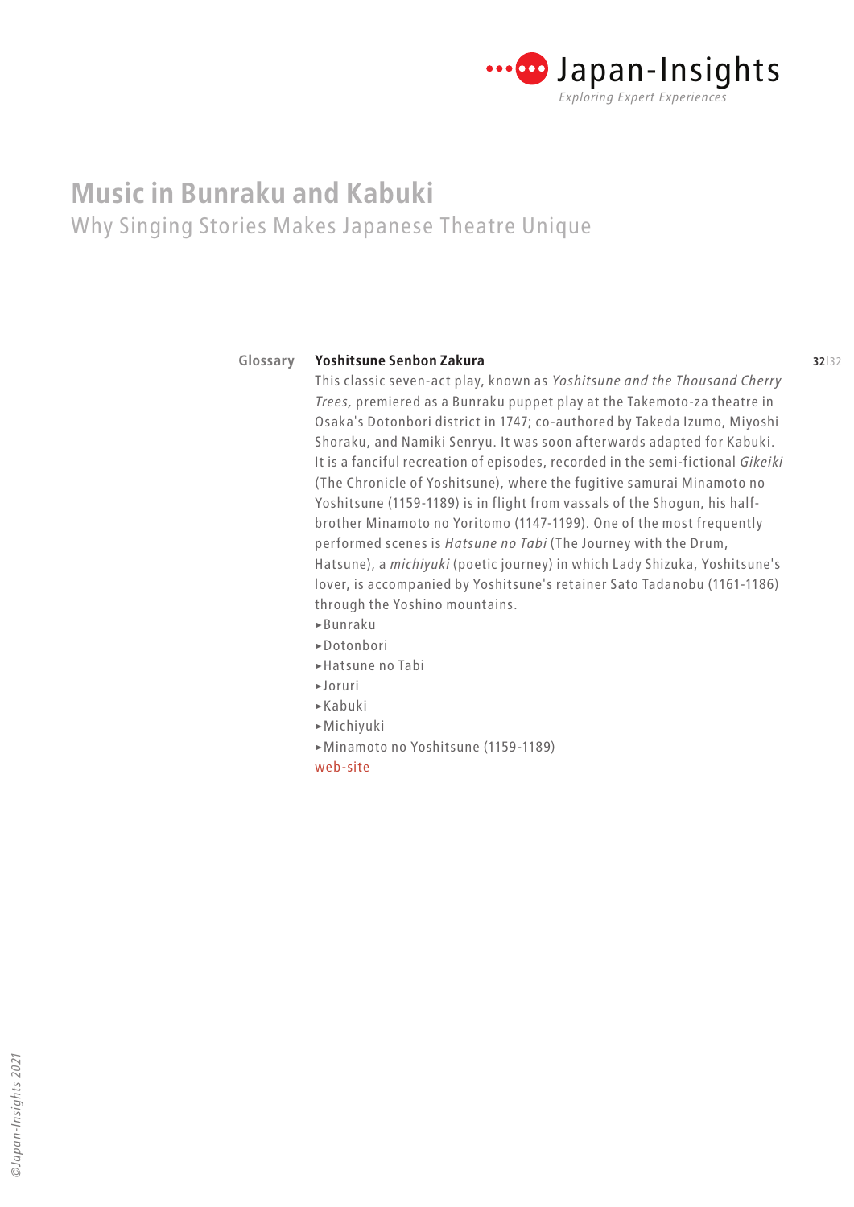# Music in Bunraku and Kabuki

## Why Singing Stories Makes Japanese Theatre Unique

Glossary

**Yoshitsune Senbon Zakura**

This classic seven-act play, known as *Yoshitsune and the Thousand Cherry Trees,* premiered as a Bunraku puppet play at the Takemoto-za theatre in Osaka's Dotonbori district in 1747; co-authored by Takeda Izumo, Miyoshi Shoraku, and Namiki Senryu. It was soon afterwards adapted for Kabuki. It is a fanciful recreation of episodes, recorded in the semi-fictional *Gikeiki* (The Chronicle of Yoshitsune), where the fugitive samurai Minamoto no Yoshitsune (1159-1189) is in flight from vassals of the Shogun, his half-brother Minamoto no Yoritomo (1147-1199). One of the most frequently performed scenes is *Hatsune no Tabi* (The Journey with the Drum, Hatsune), a *michiyuki* (poetic journey) in which Lady Shizuka, Yoshitsune's lover, is accompanied by Yoshitsune's retainer Sato Tadanobu (1161-1186) through the Yoshino mountains.

- ▸Bunraku
- ▸Dotonbori
- ▸Hatsune no Tabi
- ▸Joruri
- ▸Kabuki
- ▸Michiyuki
- ▸Minamoto no Yoshitsune (1159-1189)

web-site

©Japan-Insights 2021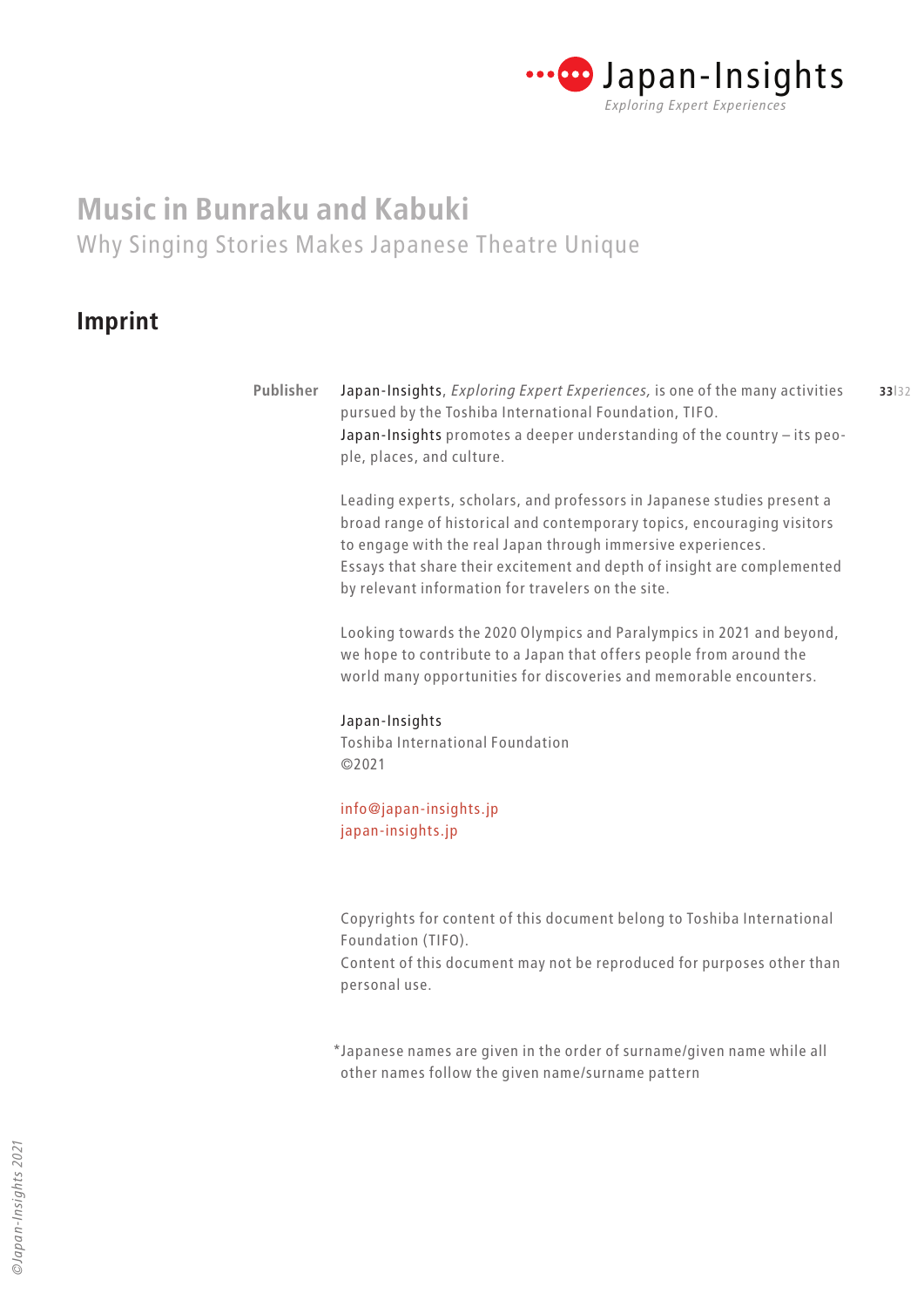# Music in Bunraku and Kabuki

Why Singing Stories Makes Japanese Theatre Unique

## Imprint

**Publisher**

Japan-Insights, *Exploring Expert Experiences,* is one of the many activities pursued by the Toshiba International Foundation, TIFO.
Japan-Insights promotes a deeper understanding of the country – its people, places, and culture.

Leading experts, scholars, and professors in Japanese studies present a broad range of historical and contemporary topics, encouraging visitors to engage with the real Japan through immersive experiences.
Essays that share their excitement and depth of insight are complemented by relevant information for travelers on the site.

Looking towards the 2020 Olympics and Paralympics in 2021 and beyond, we hope to contribute to a Japan that offers people from around the world many opportunities for discoveries and memorable encounters.

Japan-Insights
Toshiba International Foundation
©2021

info@japan-insights.jp
japan-insights.jp

Copyrights for content of this document belong to Toshiba International Foundation (TIFO).
Content of this document may not be reproduced for purposes other than personal use.

*Japanese names are given in the order of surname/given name while all other names follow the given name/surname pattern